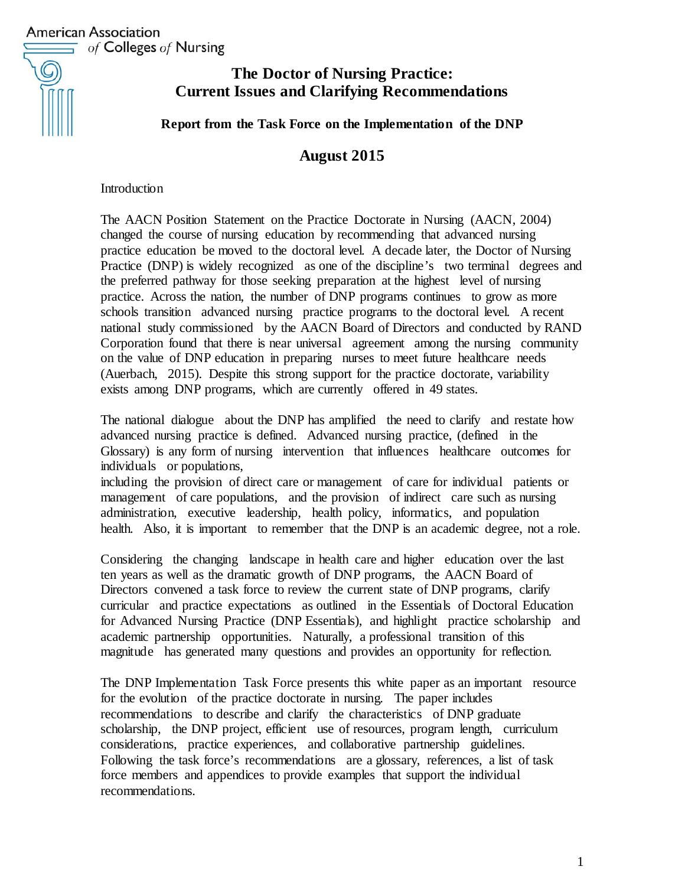American Association of Colleges of Nursing

# The Doctor of Nursing Practice: Current Issues and Clarifying Recommendations

**Report from the Task Force on the Implementation of the DNP**

## August 2015

Introduction

The AACN Position Statement on the Practice Doctorate in Nursing (AACN, 2004) changed the course of nursing education by recommending that advanced nursing practice education be moved to the doctoral level. A decade later, the Doctor of Nursing Practice (DNP) is widely recognized as one of the discipline's two terminal degrees and the preferred pathway for those seeking preparation at the highest level of nursing practice. Across the nation, the number of DNP programs continues to grow as more schools transition advanced nursing practice programs to the doctoral level. A recent national study commissioned by the AACN Board of Directors and conducted by RAND Corporation found that there is near universal agreement among the nursing community on the value of DNP education in preparing nurses to meet future healthcare needs (Auerbach, 2015). Despite this strong support for the practice doctorate, variability exists among DNP programs, which are currently offered in 49 states.

The national dialogue about the DNP has amplified the need to clarify and restate how advanced nursing practice is defined. Advanced nursing practice, (defined in the Glossary) is any form of nursing intervention that influences healthcare outcomes for individuals or populations, including the provision of direct care or management of care for individual patients or management of care populations, and the provision of indirect care such as nursing administration, executive leadership, health policy, informatics, and population health. Also, it is important to remember that the DNP is an academic degree, not a role.

Considering the changing landscape in health care and higher education over the last ten years as well as the dramatic growth of DNP programs, the AACN Board of Directors convened a task force to review the current state of DNP programs, clarify curricular and practice expectations as outlined in the Essentials of Doctoral Education for Advanced Nursing Practice (DNP Essentials), and highlight practice scholarship and academic partnership opportunities. Naturally, a professional transition of this magnitude has generated many questions and provides an opportunity for reflection.

The DNP Implementation Task Force presents this white paper as an important resource for the evolution of the practice doctorate in nursing. The paper includes recommendations to describe and clarify the characteristics of DNP graduate scholarship, the DNP project, efficient use of resources, program length, curriculum considerations, practice experiences, and collaborative partnership guidelines. Following the task force's recommendations are a glossary, references, a list of task force members and appendices to provide examples that support the individual recommendations.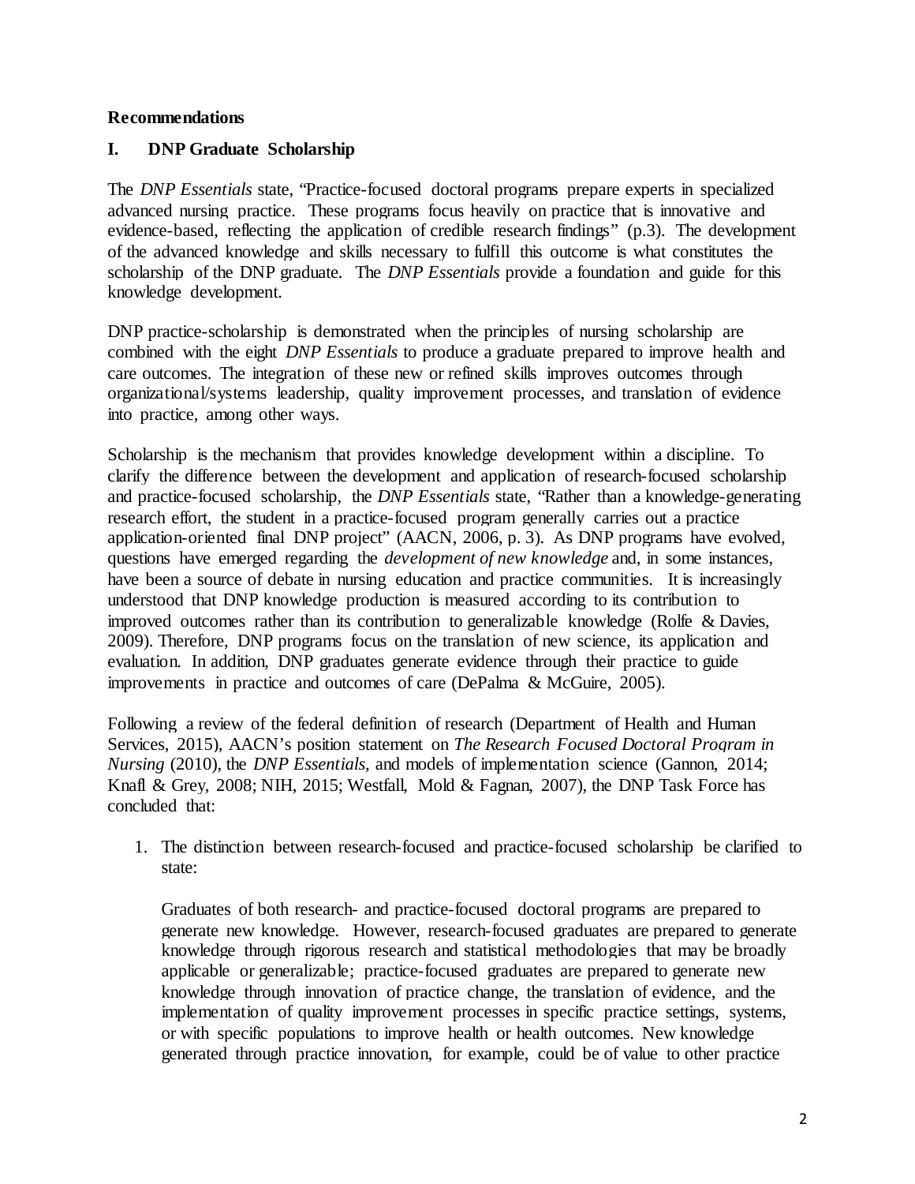**Recommendations**

**I. DNP Graduate Scholarship**

The *DNP Essentials* state, "Practice-focused doctoral programs prepare experts in specialized advanced nursing practice. These programs focus heavily on practice that is innovative and evidence-based, reflecting the application of credible research findings" (p.3). The development of the advanced knowledge and skills necessary to fulfill this outcome is what constitutes the scholarship of the DNP graduate. The *DNP Essentials* provide a foundation and guide for this knowledge development.

DNP practice-scholarship is demonstrated when the principles of nursing scholarship are combined with the eight *DNP Essentials* to produce a graduate prepared to improve health and care outcomes. The integration of these new or refined skills improves outcomes through organizational/systems leadership, quality improvement processes, and translation of evidence into practice, among other ways.

Scholarship is the mechanism that provides knowledge development within a discipline. To clarify the difference between the development and application of research-focused scholarship and practice-focused scholarship, the *DNP Essentials* state, "Rather than a knowledge-generating research effort, the student in a practice-focused program generally carries out a practice application-oriented final DNP project" (AACN, 2006, p. 3). As DNP programs have evolved, questions have emerged regarding the *development of new knowledge* and, in some instances, have been a source of debate in nursing education and practice communities. It is increasingly understood that DNP knowledge production is measured according to its contribution to improved outcomes rather than its contribution to generalizable knowledge (Rolfe & Davies, 2009). Therefore, DNP programs focus on the translation of new science, its application and evaluation. In addition, DNP graduates generate evidence through their practice to guide improvements in practice and outcomes of care (DePalma & McGuire, 2005).

Following a review of the federal definition of research (Department of Health and Human Services, 2015), AACN's position statement on *The Research Focused Doctoral Program in Nursing* (2010), the *DNP Essentials*, and models of implementation science (Gannon, 2014; Knafl & Grey, 2008; NIH, 2015; Westfall, Mold & Fagnan, 2007), the DNP Task Force has concluded that:

1. The distinction between research-focused and practice-focused scholarship be clarified to state:

   Graduates of both research- and practice-focused doctoral programs are prepared to generate new knowledge. However, research-focused graduates are prepared to generate knowledge through rigorous research and statistical methodologies that may be broadly applicable or generalizable; practice-focused graduates are prepared to generate new knowledge through innovation of practice change, the translation of evidence, and the implementation of quality improvement processes in specific practice settings, systems, or with specific populations to improve health or health outcomes. New knowledge generated through practice innovation, for example, could be of value to other practice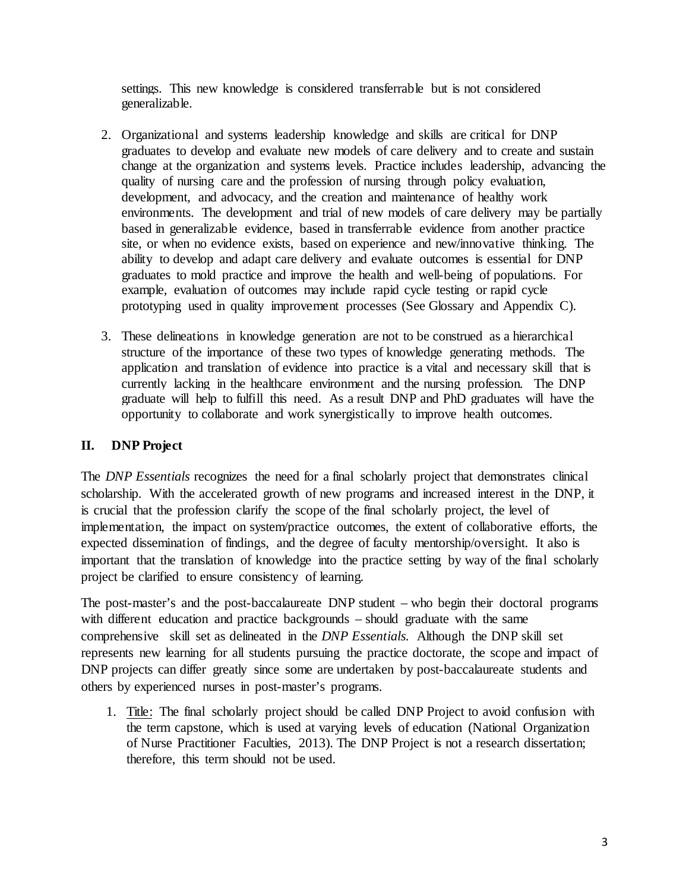settings. This new knowledge is considered transferrable but is not considered generalizable.

2. Organizational and systems leadership knowledge and skills are critical for DNP graduates to develop and evaluate new models of care delivery and to create and sustain change at the organization and systems levels. Practice includes leadership, advancing the quality of nursing care and the profession of nursing through policy evaluation, development, and advocacy, and the creation and maintenance of healthy work environments. The development and trial of new models of care delivery may be partially based in generalizable evidence, based in transferrable evidence from another practice site, or when no evidence exists, based on experience and new/innovative thinking. The ability to develop and adapt care delivery and evaluate outcomes is essential for DNP graduates to mold practice and improve the health and well-being of populations. For example, evaluation of outcomes may include rapid cycle testing or rapid cycle prototyping used in quality improvement processes (See Glossary and Appendix C).

3. These delineations in knowledge generation are not to be construed as a hierarchical structure of the importance of these two types of knowledge generating methods. The application and translation of evidence into practice is a vital and necessary skill that is currently lacking in the healthcare environment and the nursing profession. The DNP graduate will help to fulfill this need. As a result DNP and PhD graduates will have the opportunity to collaborate and work synergistically to improve health outcomes.

## II. DNP Project

The *DNP Essentials* recognizes the need for a final scholarly project that demonstrates clinical scholarship. With the accelerated growth of new programs and increased interest in the DNP, it is crucial that the profession clarify the scope of the final scholarly project, the level of implementation, the impact on system/practice outcomes, the extent of collaborative efforts, the expected dissemination of findings, and the degree of faculty mentorship/oversight. It also is important that the translation of knowledge into the practice setting by way of the final scholarly project be clarified to ensure consistency of learning.

The post-master's and the post-baccalaureate DNP student – who begin their doctoral programs with different education and practice backgrounds – should graduate with the same comprehensive skill set as delineated in the *DNP Essentials*. Although the DNP skill set represents new learning for all students pursuing the practice doctorate, the scope and impact of DNP projects can differ greatly since some are undertaken by post-baccalaureate students and others by experienced nurses in post-master's programs.

1. Title: The final scholarly project should be called DNP Project to avoid confusion with the term capstone, which is used at varying levels of education (National Organization of Nurse Practitioner Faculties, 2013). The DNP Project is not a research dissertation; therefore, this term should not be used.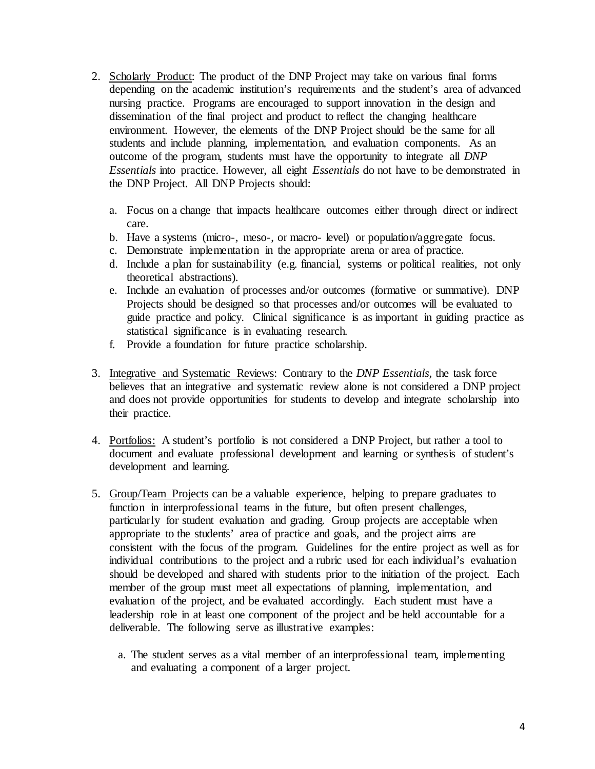2. Scholarly Product: The product of the DNP Project may take on various final forms depending on the academic institution's requirements and the student's area of advanced nursing practice. Programs are encouraged to support innovation in the design and dissemination of the final project and product to reflect the changing healthcare environment. However, the elements of the DNP Project should be the same for all students and include planning, implementation, and evaluation components. As an outcome of the program, students must have the opportunity to integrate all *DNP Essentials* into practice. However, all eight *Essentials* do not have to be demonstrated in the DNP Project. All DNP Projects should:

   a. Focus on a change that impacts healthcare outcomes either through direct or indirect care.
   b. Have a systems (micro-, meso-, or macro- level) or population/aggregate focus.
   c. Demonstrate implementation in the appropriate arena or area of practice.
   d. Include a plan for sustainability (e.g. financial, systems or political realities, not only theoretical abstractions).
   e. Include an evaluation of processes and/or outcomes (formative or summative). DNP Projects should be designed so that processes and/or outcomes will be evaluated to guide practice and policy. Clinical significance is as important in guiding practice as statistical significance is in evaluating research.
   f. Provide a foundation for future practice scholarship.

3. Integrative and Systematic Reviews: Contrary to the *DNP Essentials*, the task force believes that an integrative and systematic review alone is not considered a DNP project and does not provide opportunities for students to develop and integrate scholarship into their practice.

4. Portfolios: A student's portfolio is not considered a DNP Project, but rather a tool to document and evaluate professional development and learning or synthesis of student's development and learning.

5. Group/Team Projects can be a valuable experience, helping to prepare graduates to function in interprofessional teams in the future, but often present challenges, particularly for student evaluation and grading. Group projects are acceptable when appropriate to the students' area of practice and goals, and the project aims are consistent with the focus of the program. Guidelines for the entire project as well as for individual contributions to the project and a rubric used for each individual's evaluation should be developed and shared with students prior to the initiation of the project. Each member of the group must meet all expectations of planning, implementation, and evaluation of the project, and be evaluated accordingly. Each student must have a leadership role in at least one component of the project and be held accountable for a deliverable. The following serve as illustrative examples:

   a. The student serves as a vital member of an interprofessional team, implementing and evaluating a component of a larger project.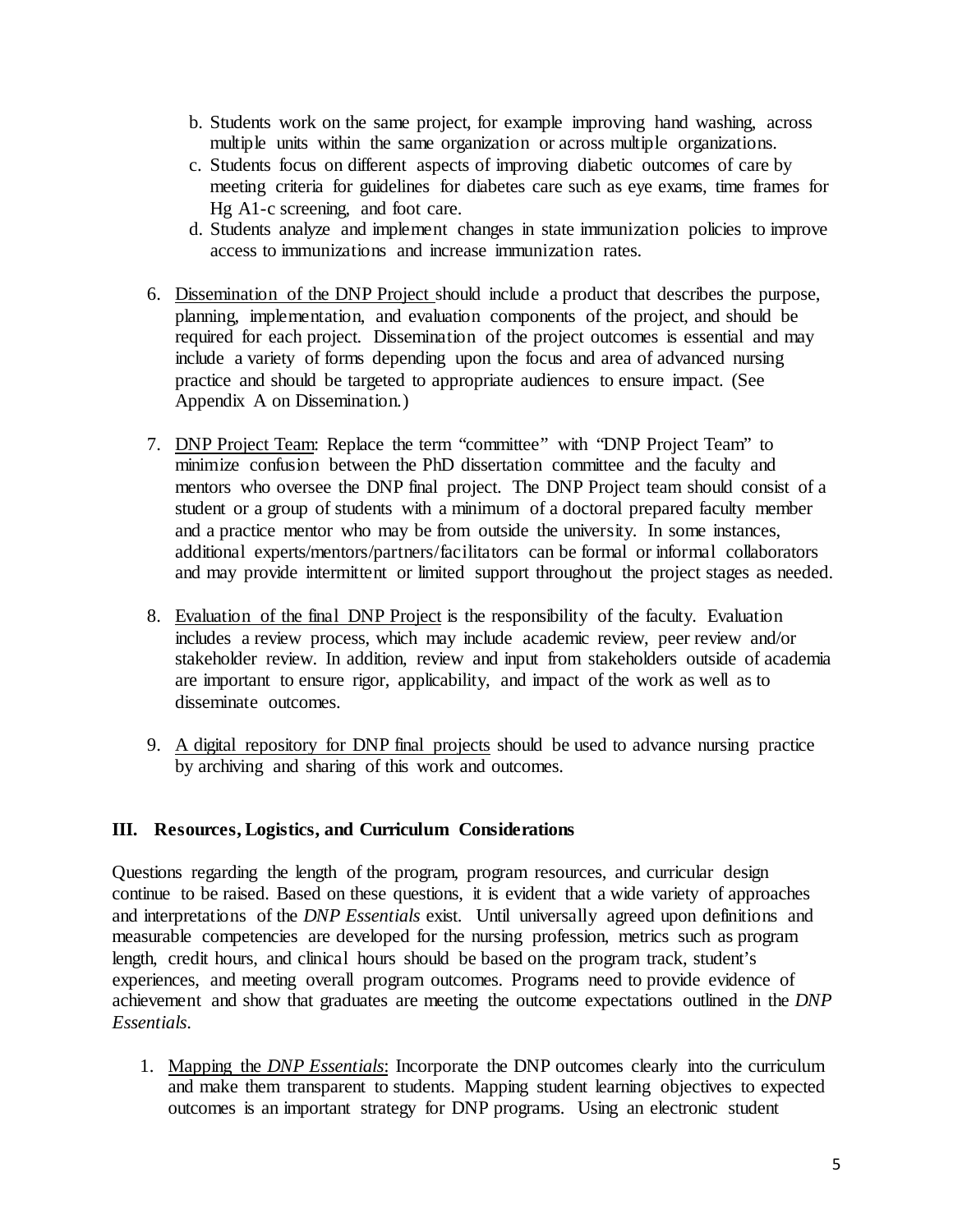b. Students work on the same project, for example improving hand washing, across multiple units within the same organization or across multiple organizations.
c. Students focus on different aspects of improving diabetic outcomes of care by meeting criteria for guidelines for diabetes care such as eye exams, time frames for Hg A1-c screening, and foot care.
d. Students analyze and implement changes in state immunization policies to improve access to immunizations and increase immunization rates.

6. Dissemination of the DNP Project should include a product that describes the purpose, planning, implementation, and evaluation components of the project, and should be required for each project. Dissemination of the project outcomes is essential and may include a variety of forms depending upon the focus and area of advanced nursing practice and should be targeted to appropriate audiences to ensure impact. (See Appendix A on Dissemination.)

7. DNP Project Team: Replace the term "committee" with "DNP Project Team" to minimize confusion between the PhD dissertation committee and the faculty and mentors who oversee the DNP final project. The DNP Project team should consist of a student or a group of students with a minimum of a doctoral prepared faculty member and a practice mentor who may be from outside the university. In some instances, additional experts/mentors/partners/facilitators can be formal or informal collaborators and may provide intermittent or limited support throughout the project stages as needed.

8. Evaluation of the final DNP Project is the responsibility of the faculty. Evaluation includes a review process, which may include academic review, peer review and/or stakeholder review. In addition, review and input from stakeholders outside of academia are important to ensure rigor, applicability, and impact of the work as well as to disseminate outcomes.

9. A digital repository for DNP final projects should be used to advance nursing practice by archiving and sharing of this work and outcomes.

## III. Resources, Logistics, and Curriculum Considerations

Questions regarding the length of the program, program resources, and curricular design continue to be raised. Based on these questions, it is evident that a wide variety of approaches and interpretations of the *DNP Essentials* exist. Until universally agreed upon definitions and measurable competencies are developed for the nursing profession, metrics such as program length, credit hours, and clinical hours should be based on the program track, student's experiences, and meeting overall program outcomes. Programs need to provide evidence of achievement and show that graduates are meeting the outcome expectations outlined in the *DNP Essentials.*

1. Mapping the *DNP Essentials*: Incorporate the DNP outcomes clearly into the curriculum and make them transparent to students. Mapping student learning objectives to expected outcomes is an important strategy for DNP programs. Using an electronic student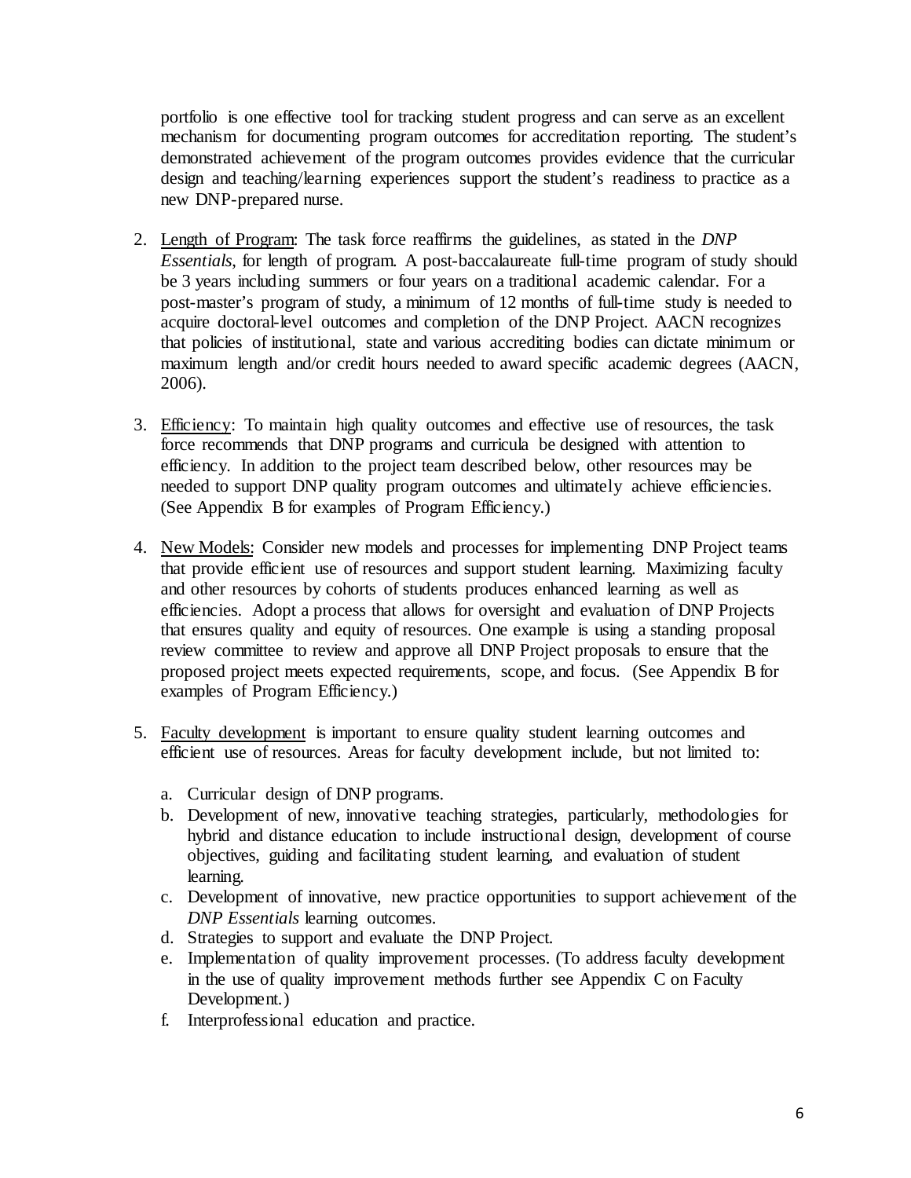portfolio is one effective tool for tracking student progress and can serve as an excellent mechanism for documenting program outcomes for accreditation reporting. The student's demonstrated achievement of the program outcomes provides evidence that the curricular design and teaching/learning experiences support the student's readiness to practice as a new DNP-prepared nurse.

2. Length of Program: The task force reaffirms the guidelines, as stated in the *DNP Essentials*, for length of program. A post-baccalaureate full-time program of study should be 3 years including summers or four years on a traditional academic calendar. For a post-master's program of study, a minimum of 12 months of full-time study is needed to acquire doctoral-level outcomes and completion of the DNP Project. AACN recognizes that policies of institutional, state and various accrediting bodies can dictate minimum or maximum length and/or credit hours needed to award specific academic degrees (AACN, 2006).

3. Efficiency: To maintain high quality outcomes and effective use of resources, the task force recommends that DNP programs and curricula be designed with attention to efficiency. In addition to the project team described below, other resources may be needed to support DNP quality program outcomes and ultimately achieve efficiencies. (See Appendix B for examples of Program Efficiency.)

4. New Models: Consider new models and processes for implementing DNP Project teams that provide efficient use of resources and support student learning. Maximizing faculty and other resources by cohorts of students produces enhanced learning as well as efficiencies. Adopt a process that allows for oversight and evaluation of DNP Projects that ensures quality and equity of resources. One example is using a standing proposal review committee to review and approve all DNP Project proposals to ensure that the proposed project meets expected requirements, scope, and focus. (See Appendix B for examples of Program Efficiency.)

5. Faculty development is important to ensure quality student learning outcomes and efficient use of resources. Areas for faculty development include, but not limited to:

   a. Curricular design of DNP programs.
   b. Development of new, innovative teaching strategies, particularly, methodologies for hybrid and distance education to include instructional design, development of course objectives, guiding and facilitating student learning, and evaluation of student learning.
   c. Development of innovative, new practice opportunities to support achievement of the *DNP Essentials* learning outcomes.
   d. Strategies to support and evaluate the DNP Project.
   e. Implementation of quality improvement processes. (To address faculty development in the use of quality improvement methods further see Appendix C on Faculty Development.)
   f. Interprofessional education and practice.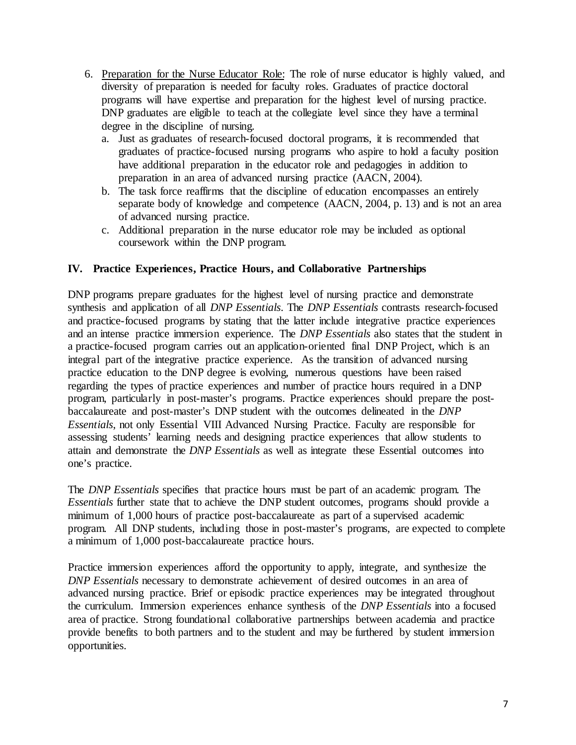6. <u>Preparation for the Nurse Educator Role</u>: The role of nurse educator is highly valued, and diversity of preparation is needed for faculty roles. Graduates of practice doctoral programs will have expertise and preparation for the highest level of nursing practice. DNP graduates are eligible to teach at the collegiate level since they have a terminal degree in the discipline of nursing.
   a. Just as graduates of research-focused doctoral programs, it is recommended that graduates of practice-focused nursing programs who aspire to hold a faculty position have additional preparation in the educator role and pedagogies in addition to preparation in an area of advanced nursing practice (AACN, 2004).
   b. The task force reaffirms that the discipline of education encompasses an entirely separate body of knowledge and competence (AACN, 2004, p. 13) and is not an area of advanced nursing practice.
   c. Additional preparation in the nurse educator role may be included as optional coursework within the DNP program.

## IV. Practice Experiences, Practice Hours, and Collaborative Partnerships

DNP programs prepare graduates for the highest level of nursing practice and demonstrate synthesis and application of all *DNP Essentials*. The *DNP Essentials* contrasts research-focused and practice-focused programs by stating that the latter include integrative practice experiences and an intense practice immersion experience. The *DNP Essentials* also states that the student in a practice-focused program carries out an application-oriented final DNP Project, which is an integral part of the integrative practice experience. As the transition of advanced nursing practice education to the DNP degree is evolving, numerous questions have been raised regarding the types of practice experiences and number of practice hours required in a DNP program, particularly in post-master's programs. Practice experiences should prepare the post-baccalaureate and post-master's DNP student with the outcomes delineated in the *DNP Essentials*, not only Essential VIII Advanced Nursing Practice. Faculty are responsible for assessing students' learning needs and designing practice experiences that allow students to attain and demonstrate the *DNP Essentials* as well as integrate these Essential outcomes into one's practice.

The *DNP Essentials* specifies that practice hours must be part of an academic program. The *Essentials* further state that to achieve the DNP student outcomes, programs should provide a minimum of 1,000 hours of practice post-baccalaureate as part of a supervised academic program. All DNP students, including those in post-master's programs, are expected to complete a minimum of 1,000 post-baccalaureate practice hours.

Practice immersion experiences afford the opportunity to apply, integrate, and synthesize the *DNP Essentials* necessary to demonstrate achievement of desired outcomes in an area of advanced nursing practice. Brief or episodic practice experiences may be integrated throughout the curriculum. Immersion experiences enhance synthesis of the *DNP Essentials* into a focused area of practice. Strong foundational collaborative partnerships between academia and practice provide benefits to both partners and to the student and may be furthered by student immersion opportunities.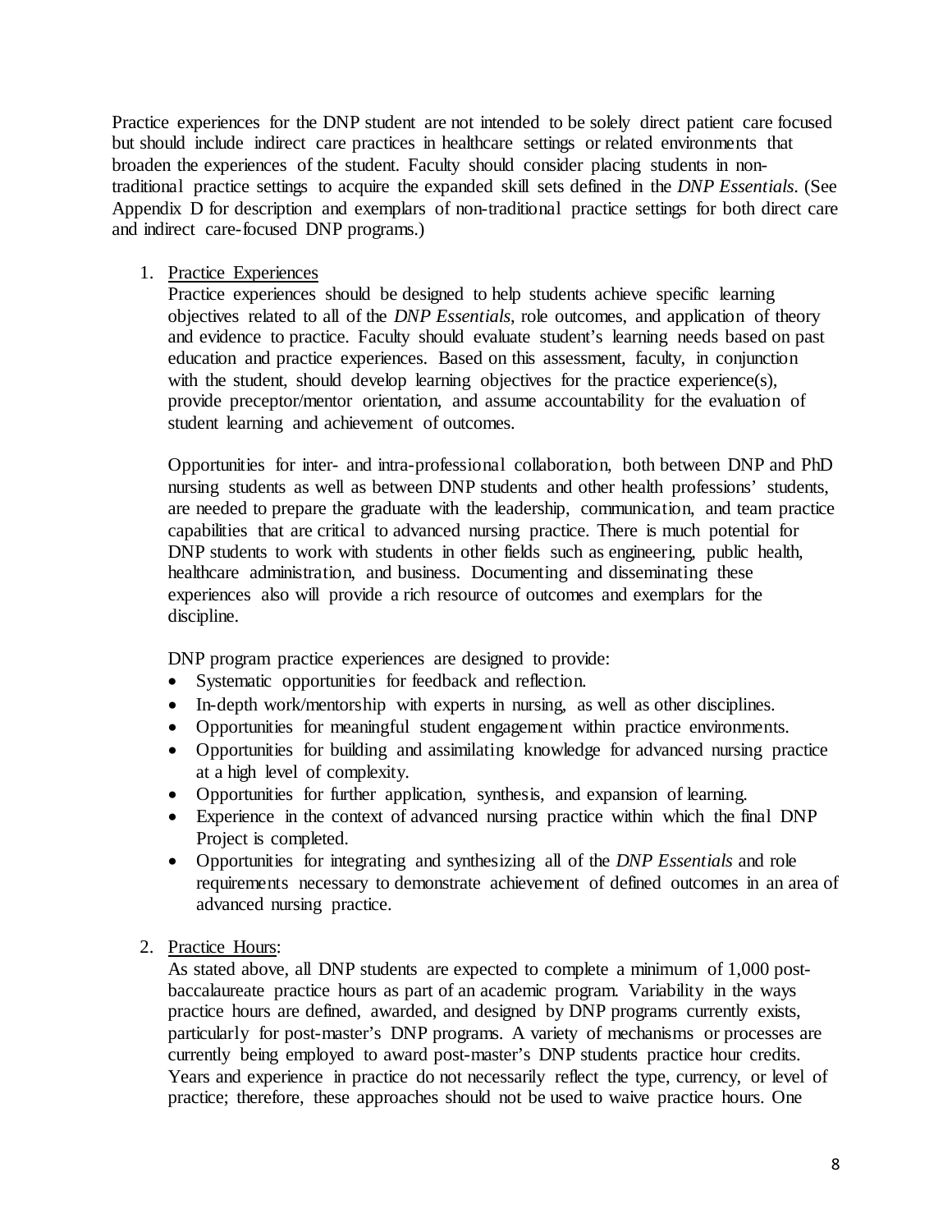Practice experiences for the DNP student are not intended to be solely direct patient care focused but should include indirect care practices in healthcare settings or related environments that broaden the experiences of the student. Faculty should consider placing students in non-traditional practice settings to acquire the expanded skill sets defined in the *DNP Essentials*. (See Appendix D for description and exemplars of non-traditional practice settings for both direct care and indirect care-focused DNP programs.)

1. <u>Practice Experiences</u>

   Practice experiences should be designed to help students achieve specific learning objectives related to all of the *DNP Essentials*, role outcomes, and application of theory and evidence to practice. Faculty should evaluate student's learning needs based on past education and practice experiences. Based on this assessment, faculty, in conjunction with the student, should develop learning objectives for the practice experience(s), provide preceptor/mentor orientation, and assume accountability for the evaluation of student learning and achievement of outcomes.

   Opportunities for inter- and intra-professional collaboration, both between DNP and PhD nursing students as well as between DNP students and other health professions' students, are needed to prepare the graduate with the leadership, communication, and team practice capabilities that are critical to advanced nursing practice. There is much potential for DNP students to work with students in other fields such as engineering, public health, healthcare administration, and business. Documenting and disseminating these experiences also will provide a rich resource of outcomes and exemplars for the discipline.

   DNP program practice experiences are designed to provide:

   - Systematic opportunities for feedback and reflection.
   - In-depth work/mentorship with experts in nursing, as well as other disciplines.
   - Opportunities for meaningful student engagement within practice environments.
   - Opportunities for building and assimilating knowledge for advanced nursing practice at a high level of complexity.
   - Opportunities for further application, synthesis, and expansion of learning.
   - Experience in the context of advanced nursing practice within which the final DNP Project is completed.
   - Opportunities for integrating and synthesizing all of the *DNP Essentials* and role requirements necessary to demonstrate achievement of defined outcomes in an area of advanced nursing practice.

2. <u>Practice Hours</u>:

   As stated above, all DNP students are expected to complete a minimum of 1,000 post-baccalaureate practice hours as part of an academic program. Variability in the ways practice hours are defined, awarded, and designed by DNP programs currently exists, particularly for post-master's DNP programs. A variety of mechanisms or processes are currently being employed to award post-master's DNP students practice hour credits. Years and experience in practice do not necessarily reflect the type, currency, or level of practice; therefore, these approaches should not be used to waive practice hours. One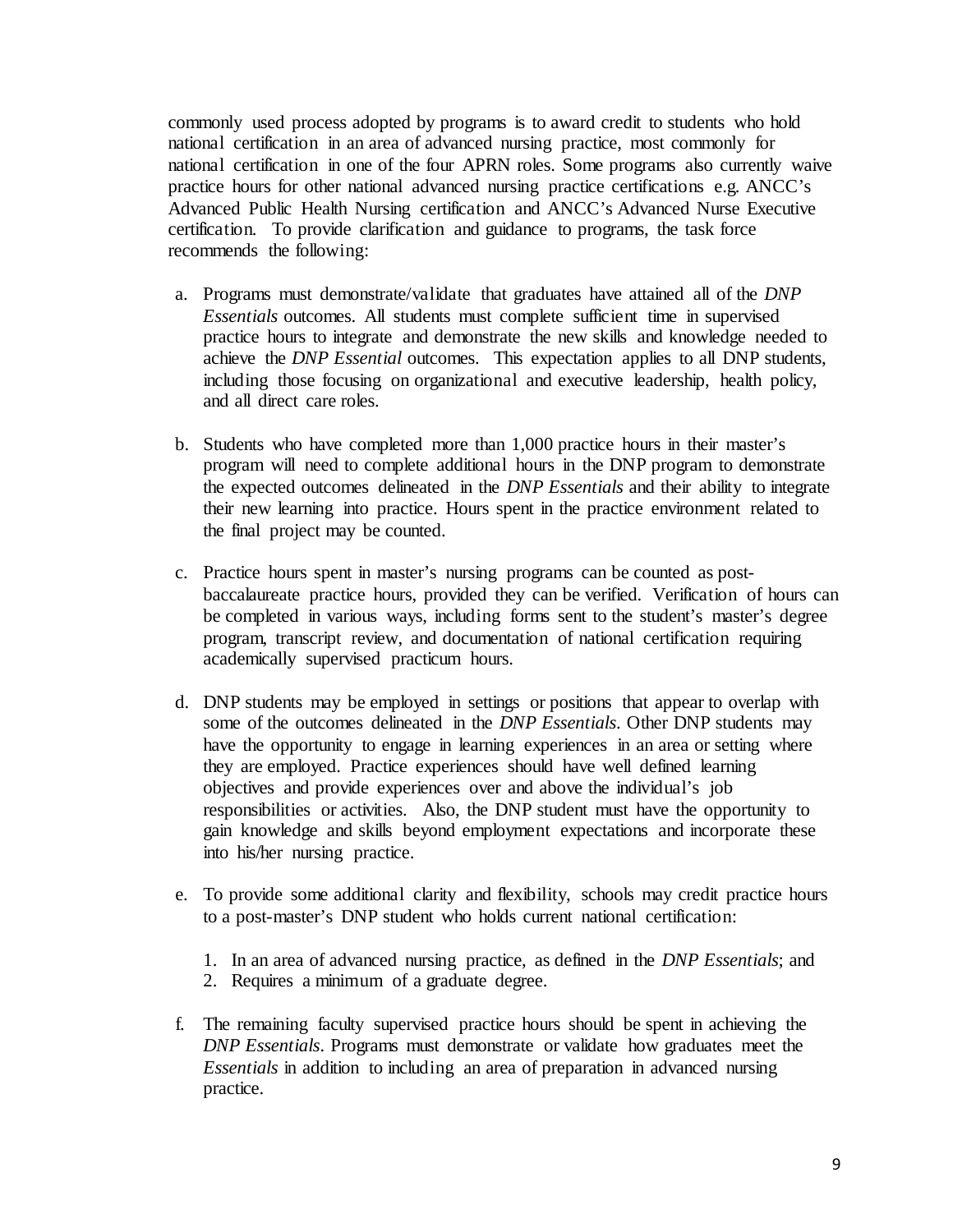commonly used process adopted by programs is to award credit to students who hold national certification in an area of advanced nursing practice, most commonly for national certification in one of the four APRN roles. Some programs also currently waive practice hours for other national advanced nursing practice certifications e.g. ANCC's Advanced Public Health Nursing certification and ANCC's Advanced Nurse Executive certification. To provide clarification and guidance to programs, the task force recommends the following:

a. Programs must demonstrate/validate that graduates have attained all of the *DNP Essentials* outcomes. All students must complete sufficient time in supervised practice hours to integrate and demonstrate the new skills and knowledge needed to achieve the *DNP Essential* outcomes. This expectation applies to all DNP students, including those focusing on organizational and executive leadership, health policy, and all direct care roles.

b. Students who have completed more than 1,000 practice hours in their master's program will need to complete additional hours in the DNP program to demonstrate the expected outcomes delineated in the *DNP Essentials* and their ability to integrate their new learning into practice. Hours spent in the practice environment related to the final project may be counted.

c. Practice hours spent in master's nursing programs can be counted as post-baccalaureate practice hours, provided they can be verified. Verification of hours can be completed in various ways, including forms sent to the student's master's degree program, transcript review, and documentation of national certification requiring academically supervised practicum hours.

d. DNP students may be employed in settings or positions that appear to overlap with some of the outcomes delineated in the *DNP Essentials*. Other DNP students may have the opportunity to engage in learning experiences in an area or setting where they are employed. Practice experiences should have well defined learning objectives and provide experiences over and above the individual's job responsibilities or activities. Also, the DNP student must have the opportunity to gain knowledge and skills beyond employment expectations and incorporate these into his/her nursing practice.

e. To provide some additional clarity and flexibility, schools may credit practice hours to a post-master's DNP student who holds current national certification:

   1. In an area of advanced nursing practice, as defined in the *DNP Essentials*; and
   2. Requires a minimum of a graduate degree.

f. The remaining faculty supervised practice hours should be spent in achieving the *DNP Essentials*. Programs must demonstrate or validate how graduates meet the *Essentials* in addition to including an area of preparation in advanced nursing practice.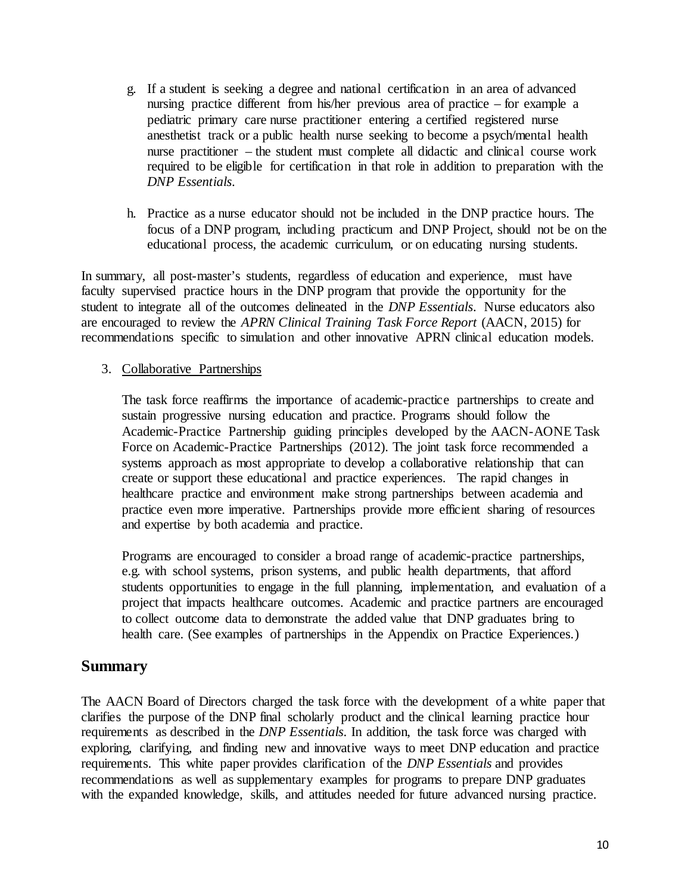g. If a student is seeking a degree and national certification in an area of advanced nursing practice different from his/her previous area of practice – for example a pediatric primary care nurse practitioner entering a certified registered nurse anesthetist track or a public health nurse seeking to become a psych/mental health nurse practitioner – the student must complete all didactic and clinical course work required to be eligible for certification in that role in addition to preparation with the *DNP Essentials*.

h. Practice as a nurse educator should not be included in the DNP practice hours. The focus of a DNP program, including practicum and DNP Project, should not be on the educational process, the academic curriculum, or on educating nursing students.

In summary, all post-master's students, regardless of education and experience, must have faculty supervised practice hours in the DNP program that provide the opportunity for the student to integrate all of the outcomes delineated in the *DNP Essentials*. Nurse educators also are encouraged to review the *APRN Clinical Training Task Force Report* (AACN, 2015) for recommendations specific to simulation and other innovative APRN clinical education models.

3. <u>Collaborative Partnerships</u>

   The task force reaffirms the importance of academic-practice partnerships to create and sustain progressive nursing education and practice. Programs should follow the Academic-Practice Partnership guiding principles developed by the AACN-AONE Task Force on Academic-Practice Partnerships (2012). The joint task force recommended a systems approach as most appropriate to develop a collaborative relationship that can create or support these educational and practice experiences. The rapid changes in healthcare practice and environment make strong partnerships between academia and practice even more imperative. Partnerships provide more efficient sharing of resources and expertise by both academia and practice.

   Programs are encouraged to consider a broad range of academic-practice partnerships, e.g. with school systems, prison systems, and public health departments, that afford students opportunities to engage in the full planning, implementation, and evaluation of a project that impacts healthcare outcomes. Academic and practice partners are encouraged to collect outcome data to demonstrate the added value that DNP graduates bring to health care. (See examples of partnerships in the Appendix on Practice Experiences.)

## Summary

The AACN Board of Directors charged the task force with the development of a white paper that clarifies the purpose of the DNP final scholarly product and the clinical learning practice hour requirements as described in the *DNP Essentials*. In addition, the task force was charged with exploring, clarifying, and finding new and innovative ways to meet DNP education and practice requirements. This white paper provides clarification of the *DNP Essentials* and provides recommendations as well as supplementary examples for programs to prepare DNP graduates with the expanded knowledge, skills, and attitudes needed for future advanced nursing practice.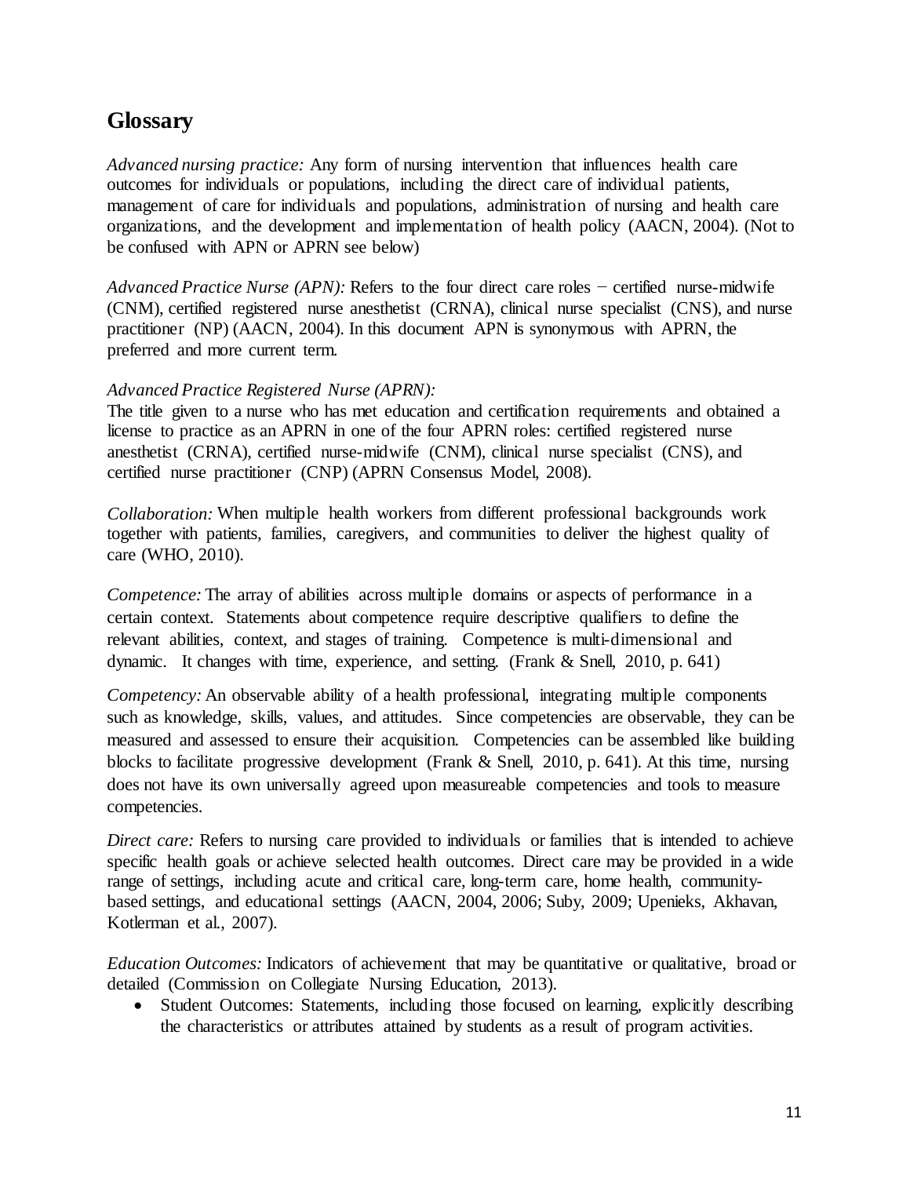## Glossary

*Advanced nursing practice:* Any form of nursing intervention that influences health care outcomes for individuals or populations, including the direct care of individual patients, management of care for individuals and populations, administration of nursing and health care organizations, and the development and implementation of health policy (AACN, 2004). (Not to be confused with APN or APRN see below)

*Advanced Practice Nurse (APN):* Refers to the four direct care roles − certified nurse-midwife (CNM), certified registered nurse anesthetist (CRNA), clinical nurse specialist (CNS), and nurse practitioner (NP) (AACN, 2004). In this document APN is synonymous with APRN, the preferred and more current term.

*Advanced Practice Registered Nurse (APRN):*
The title given to a nurse who has met education and certification requirements and obtained a license to practice as an APRN in one of the four APRN roles: certified registered nurse anesthetist (CRNA), certified nurse-midwife (CNM), clinical nurse specialist (CNS), and certified nurse practitioner (CNP) (APRN Consensus Model, 2008).

*Collaboration:* When multiple health workers from different professional backgrounds work together with patients, families, caregivers, and communities to deliver the highest quality of care (WHO, 2010).

*Competence:* The array of abilities across multiple domains or aspects of performance in a certain context. Statements about competence require descriptive qualifiers to define the relevant abilities, context, and stages of training. Competence is multi-dimensional and dynamic. It changes with time, experience, and setting. (Frank & Snell, 2010, p. 641)

*Competency:* An observable ability of a health professional, integrating multiple components such as knowledge, skills, values, and attitudes. Since competencies are observable, they can be measured and assessed to ensure their acquisition. Competencies can be assembled like building blocks to facilitate progressive development (Frank & Snell, 2010, p. 641). At this time, nursing does not have its own universally agreed upon measureable competencies and tools to measure competencies.

*Direct care:* Refers to nursing care provided to individuals or families that is intended to achieve specific health goals or achieve selected health outcomes. Direct care may be provided in a wide range of settings, including acute and critical care, long-term care, home health, community-based settings, and educational settings (AACN, 2004, 2006; Suby, 2009; Upenieks, Akhavan, Kotlerman et al., 2007).

*Education Outcomes:* Indicators of achievement that may be quantitative or qualitative, broad or detailed (Commission on Collegiate Nursing Education, 2013).

- Student Outcomes: Statements, including those focused on learning, explicitly describing the characteristics or attributes attained by students as a result of program activities.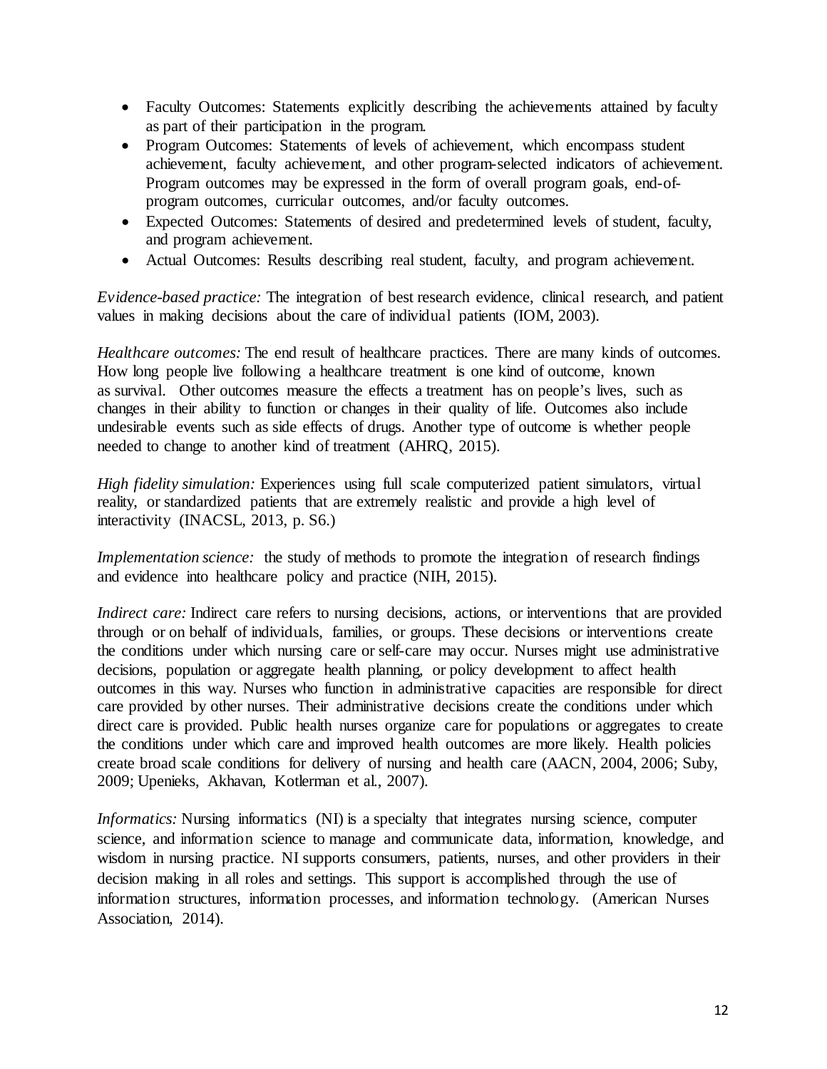- Faculty Outcomes: Statements explicitly describing the achievements attained by faculty as part of their participation in the program.
- Program Outcomes: Statements of levels of achievement, which encompass student achievement, faculty achievement, and other program-selected indicators of achievement. Program outcomes may be expressed in the form of overall program goals, end-of-program outcomes, curricular outcomes, and/or faculty outcomes.
- Expected Outcomes: Statements of desired and predetermined levels of student, faculty, and program achievement.
- Actual Outcomes: Results describing real student, faculty, and program achievement.

*Evidence-based practice:* The integration of best research evidence, clinical research, and patient values in making decisions about the care of individual patients (IOM, 2003).

*Healthcare outcomes:* The end result of healthcare practices. There are many kinds of outcomes. How long people live following a healthcare treatment is one kind of outcome, known as survival. Other outcomes measure the effects a treatment has on people's lives, such as changes in their ability to function or changes in their quality of life. Outcomes also include undesirable events such as side effects of drugs. Another type of outcome is whether people needed to change to another kind of treatment (AHRQ, 2015).

*High fidelity simulation:* Experiences using full scale computerized patient simulators, virtual reality, or standardized patients that are extremely realistic and provide a high level of interactivity (INACSL, 2013, p. S6.)

*Implementation science:* the study of methods to promote the integration of research findings and evidence into healthcare policy and practice (NIH, 2015).

*Indirect care:* Indirect care refers to nursing decisions, actions, or interventions that are provided through or on behalf of individuals, families, or groups. These decisions or interventions create the conditions under which nursing care or self-care may occur. Nurses might use administrative decisions, population or aggregate health planning, or policy development to affect health outcomes in this way. Nurses who function in administrative capacities are responsible for direct care provided by other nurses. Their administrative decisions create the conditions under which direct care is provided. Public health nurses organize care for populations or aggregates to create the conditions under which care and improved health outcomes are more likely. Health policies create broad scale conditions for delivery of nursing and health care (AACN, 2004, 2006; Suby, 2009; Upenieks, Akhavan, Kotlerman et al., 2007).

*Informatics:* Nursing informatics (NI) is a specialty that integrates nursing science, computer science, and information science to manage and communicate data, information, knowledge, and wisdom in nursing practice. NI supports consumers, patients, nurses, and other providers in their decision making in all roles and settings. This support is accomplished through the use of information structures, information processes, and information technology. (American Nurses Association, 2014).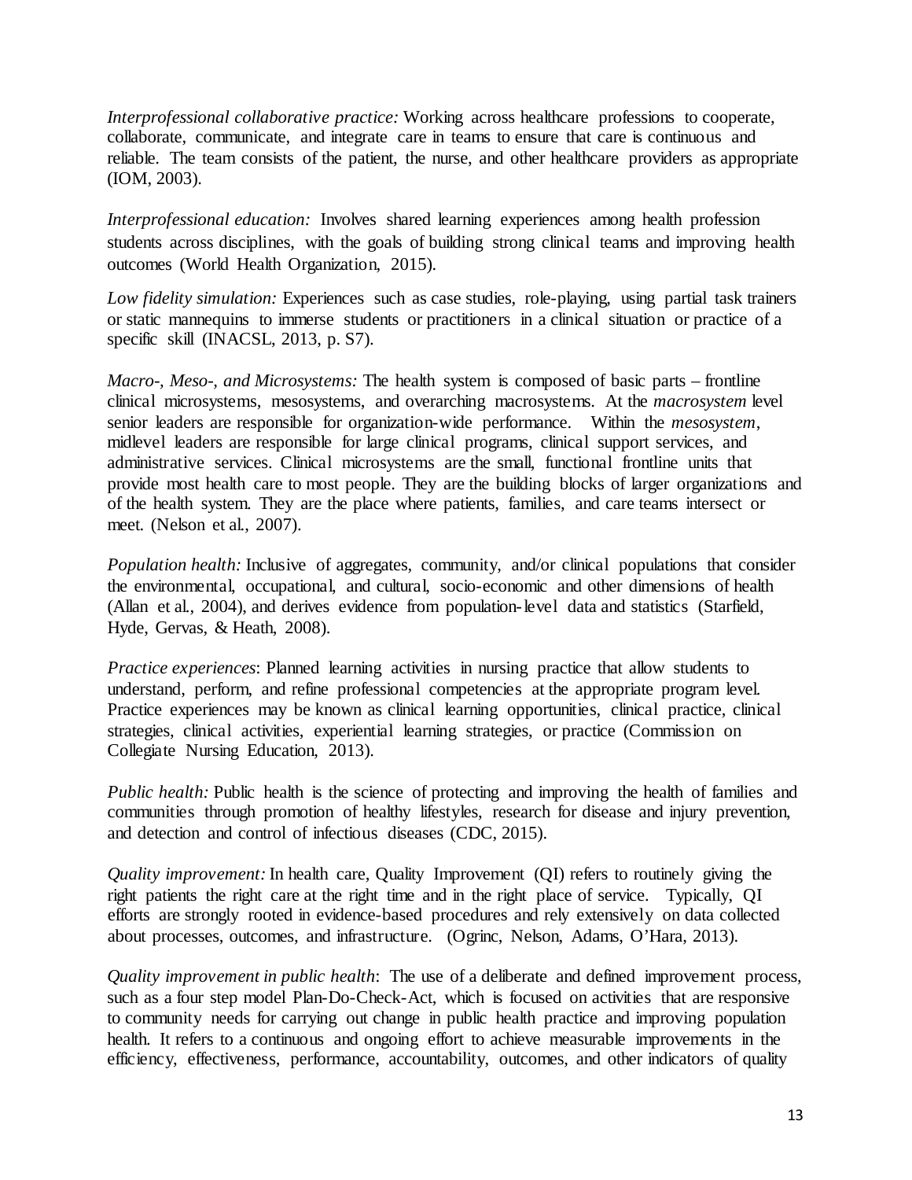*Interprofessional collaborative practice:* Working across healthcare professions to cooperate, collaborate, communicate, and integrate care in teams to ensure that care is continuous and reliable. The team consists of the patient, the nurse, and other healthcare providers as appropriate (IOM, 2003).

*Interprofessional education:* Involves shared learning experiences among health profession students across disciplines, with the goals of building strong clinical teams and improving health outcomes (World Health Organization, 2015).

*Low fidelity simulation:* Experiences such as case studies, role-playing, using partial task trainers or static mannequins to immerse students or practitioners in a clinical situation or practice of a specific skill (INACSL, 2013, p. S7).

*Macro-, Meso-, and Microsystems:* The health system is composed of basic parts – frontline clinical microsystems, mesosystems, and overarching macrosystems. At the *macrosystem* level senior leaders are responsible for organization-wide performance. Within the *mesosystem*, midlevel leaders are responsible for large clinical programs, clinical support services, and administrative services. Clinical microsystems are the small, functional frontline units that provide most health care to most people. They are the building blocks of larger organizations and of the health system. They are the place where patients, families, and care teams intersect or meet. (Nelson et al., 2007).

*Population health:* Inclusive of aggregates, community, and/or clinical populations that consider the environmental, occupational, and cultural, socio-economic and other dimensions of health (Allan et al., 2004), and derives evidence from population-level data and statistics (Starfield, Hyde, Gervas, & Heath, 2008).

*Practice experiences*: Planned learning activities in nursing practice that allow students to understand, perform, and refine professional competencies at the appropriate program level. Practice experiences may be known as clinical learning opportunities, clinical practice, clinical strategies, clinical activities, experiential learning strategies, or practice (Commission on Collegiate Nursing Education, 2013).

*Public health:* Public health is the science of protecting and improving the health of families and communities through promotion of healthy lifestyles, research for disease and injury prevention, and detection and control of infectious diseases (CDC, 2015).

*Quality improvement:* In health care, Quality Improvement (QI) refers to routinely giving the right patients the right care at the right time and in the right place of service. Typically, QI efforts are strongly rooted in evidence-based procedures and rely extensively on data collected about processes, outcomes, and infrastructure. (Ogrinc, Nelson, Adams, O'Hara, 2013).

*Quality improvement in public health*: The use of a deliberate and defined improvement process, such as a four step model Plan-Do-Check-Act, which is focused on activities that are responsive to community needs for carrying out change in public health practice and improving population health. It refers to a continuous and ongoing effort to achieve measurable improvements in the efficiency, effectiveness, performance, accountability, outcomes, and other indicators of quality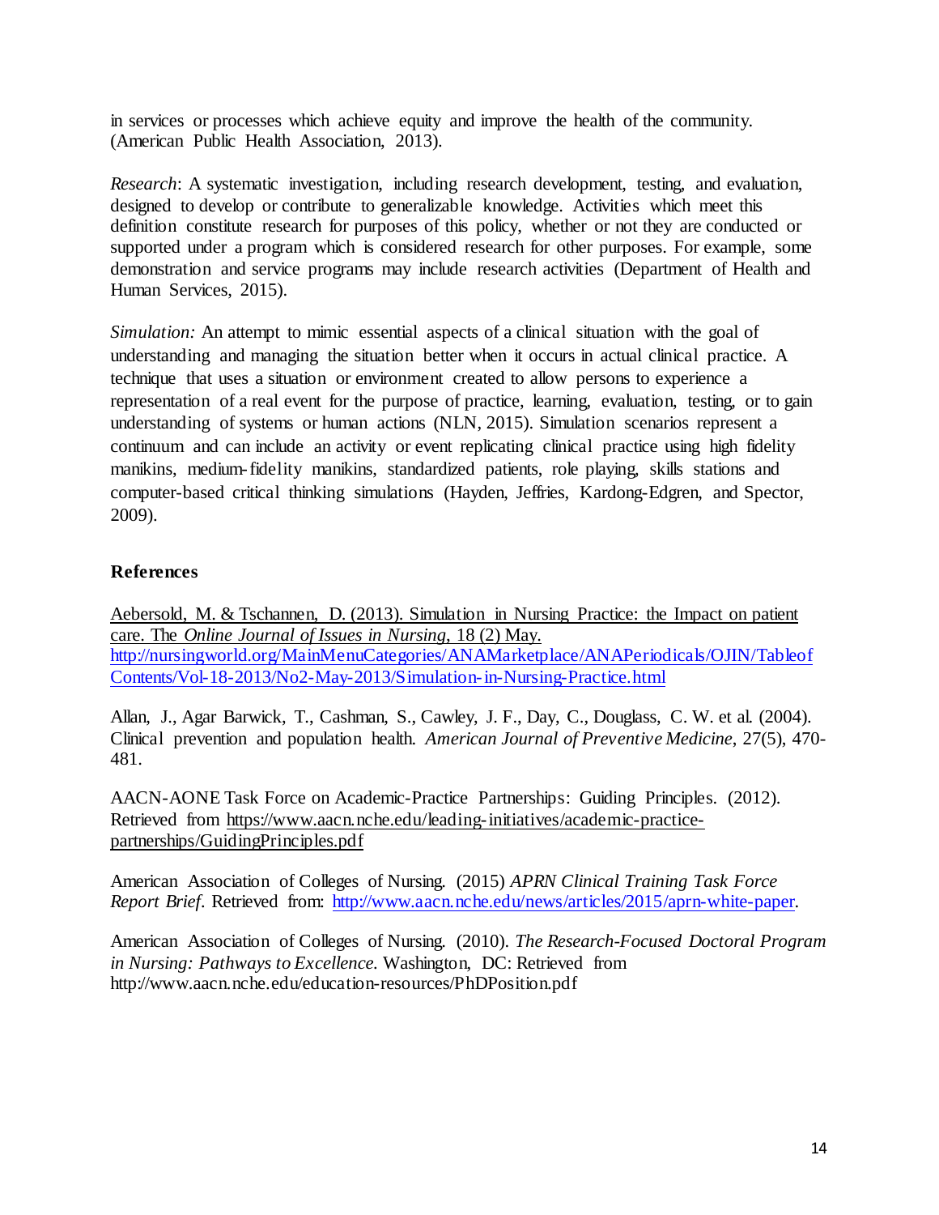in services or processes which achieve equity and improve the health of the community. (American Public Health Association, 2013).

*Research*: A systematic investigation, including research development, testing, and evaluation, designed to develop or contribute to generalizable knowledge. Activities which meet this definition constitute research for purposes of this policy, whether or not they are conducted or supported under a program which is considered research for other purposes. For example, some demonstration and service programs may include research activities (Department of Health and Human Services, 2015).

*Simulation:* An attempt to mimic essential aspects of a clinical situation with the goal of understanding and managing the situation better when it occurs in actual clinical practice. A technique that uses a situation or environment created to allow persons to experience a representation of a real event for the purpose of practice, learning, evaluation, testing, or to gain understanding of systems or human actions (NLN, 2015). Simulation scenarios represent a continuum and can include an activity or event replicating clinical practice using high fidelity manikins, medium-fidelity manikins, standardized patients, role playing, skills stations and computer-based critical thinking simulations (Hayden, Jeffries, Kardong-Edgren, and Spector, 2009).

**References**

Aebersold, M. & Tschannen, D. (2013). Simulation in Nursing Practice: the Impact on patient care. The *Online Journal of Issues in Nursing*, 18 (2) May. http://nursingworld.org/MainMenuCategories/ANAMarketplace/ANAPeriodicals/OJIN/TableofContents/Vol-18-2013/No2-May-2013/Simulation-in-Nursing-Practice.html

Allan, J., Agar Barwick, T., Cashman, S., Cawley, J. F., Day, C., Douglass, C. W. et al. (2004). Clinical prevention and population health. *American Journal of Preventive Medicine*, 27(5), 470-481.

AACN-AONE Task Force on Academic-Practice Partnerships: Guiding Principles. (2012). Retrieved from https://www.aacn.nche.edu/leading-initiatives/academic-practice-partnerships/GuidingPrinciples.pdf

American Association of Colleges of Nursing. (2015) *APRN Clinical Training Task Force Report Brief*. Retrieved from: http://www.aacn.nche.edu/news/articles/2015/aprn-white-paper.

American Association of Colleges of Nursing. (2010). *The Research-Focused Doctoral Program in Nursing: Pathways to Excellence.* Washington, DC: Retrieved from http://www.aacn.nche.edu/education-resources/PhDPosition.pdf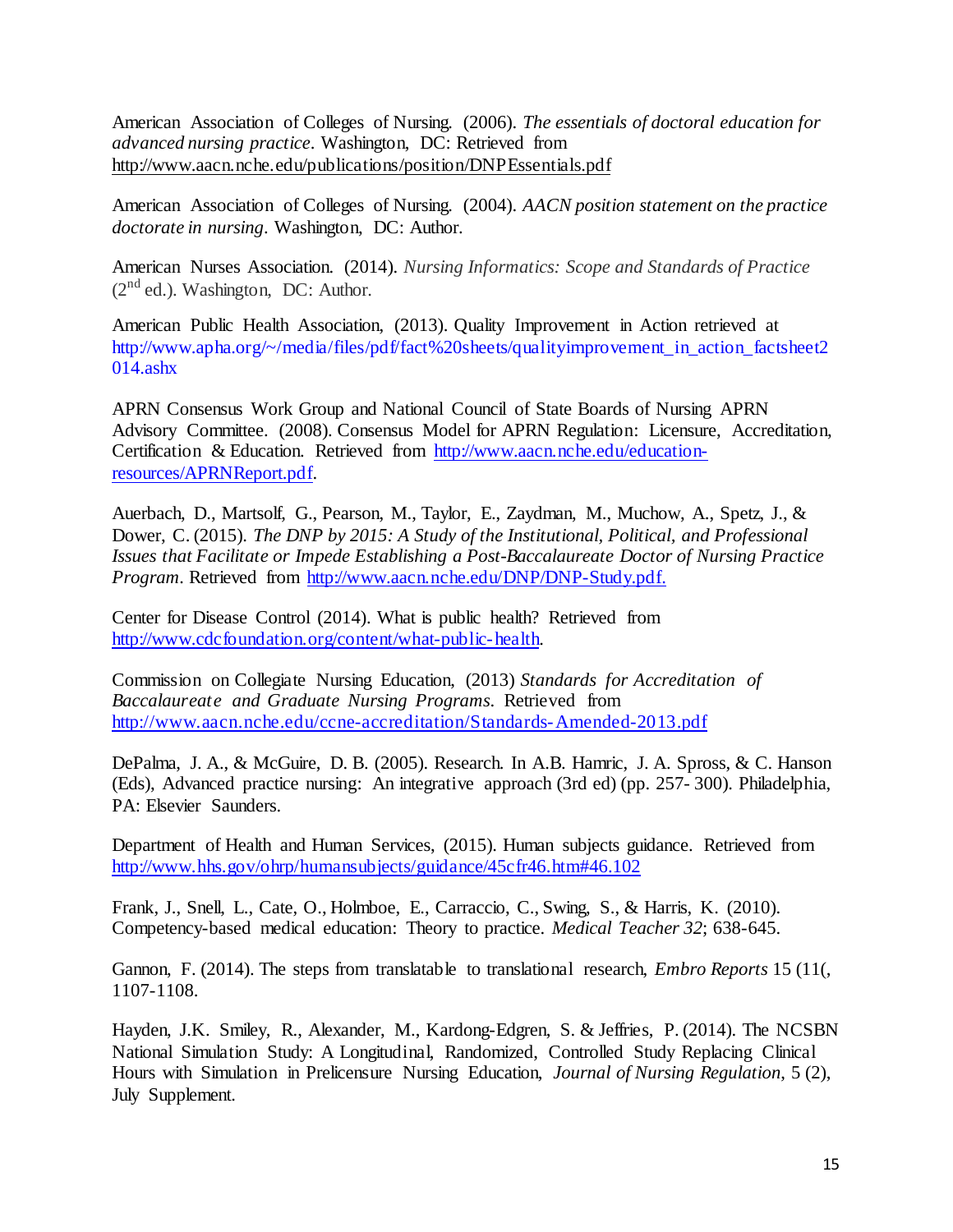American Association of Colleges of Nursing. (2006). *The essentials of doctoral education for advanced nursing practice*. Washington, DC: Retrieved from http://www.aacn.nche.edu/publications/position/DNPEssentials.pdf

American Association of Colleges of Nursing. (2004). *AACN position statement on the practice doctorate in nursing*. Washington, DC: Author.

American Nurses Association. (2014). *Nursing Informatics: Scope and Standards of Practice* (2nd ed.). Washington, DC: Author.

American Public Health Association, (2013). Quality Improvement in Action retrieved at http://www.apha.org/~/media/files/pdf/fact%20sheets/qualityimprovement_in_action_factsheet2014.ashx

APRN Consensus Work Group and National Council of State Boards of Nursing APRN Advisory Committee. (2008). Consensus Model for APRN Regulation: Licensure, Accreditation, Certification & Education. Retrieved from http://www.aacn.nche.edu/education-resources/APRNReport.pdf.

Auerbach, D., Martsolf, G., Pearson, M., Taylor, E., Zaydman, M., Muchow, A., Spetz, J., & Dower, C. (2015). *The DNP by 2015: A Study of the Institutional, Political, and Professional Issues that Facilitate or Impede Establishing a Post-Baccalaureate Doctor of Nursing Practice Program*. Retrieved from http://www.aacn.nche.edu/DNP/DNP-Study.pdf.

Center for Disease Control (2014). What is public health? Retrieved from http://www.cdcfoundation.org/content/what-public-health.

Commission on Collegiate Nursing Education, (2013) *Standards for Accreditation of Baccalaureate and Graduate Nursing Programs*. Retrieved from http://www.aacn.nche.edu/ccne-accreditation/Standards-Amended-2013.pdf

DePalma, J. A., & McGuire, D. B. (2005). Research. In A.B. Hamric, J. A. Spross, & C. Hanson (Eds), Advanced practice nursing: An integrative approach (3rd ed) (pp. 257- 300). Philadelphia, PA: Elsevier Saunders.

Department of Health and Human Services, (2015). Human subjects guidance. Retrieved from http://www.hhs.gov/ohrp/humansubjects/guidance/45cfr46.htm#46.102

Frank, J., Snell, L., Cate, O., Holmboe, E., Carraccio, C., Swing, S., & Harris, K. (2010). Competency-based medical education: Theory to practice. *Medical Teacher 32*; 638-645.

Gannon, F. (2014). The steps from translatable to translational research, *Embro Reports* 15 (11(, 1107-1108.

Hayden, J.K. Smiley, R., Alexander, M., Kardong-Edgren, S. & Jeffries, P. (2014). The NCSBN National Simulation Study: A Longitudinal, Randomized, Controlled Study Replacing Clinical Hours with Simulation in Prelicensure Nursing Education, *Journal of Nursing Regulation*, 5 (2), July Supplement.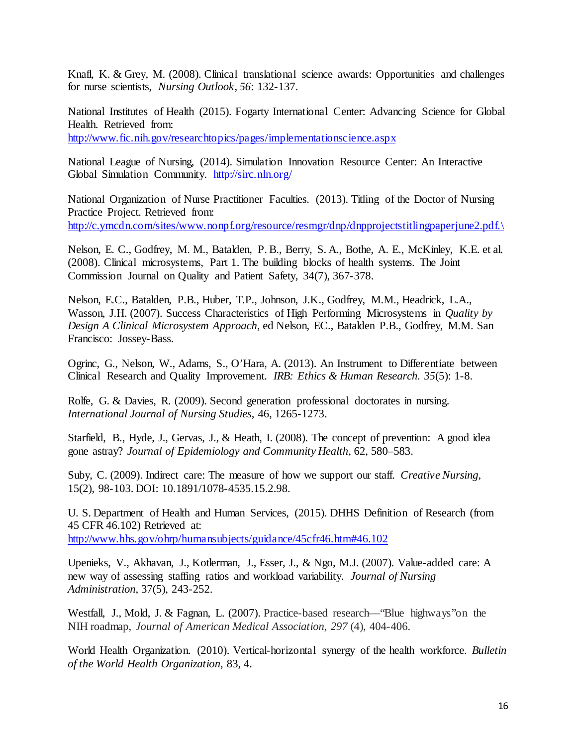Knafl, K. & Grey, M. (2008). Clinical translational science awards: Opportunities and challenges for nurse scientists, *Nursing Outlook*, *56*: 132-137.

National Institutes of Health (2015). Fogarty International Center: Advancing Science for Global Health. Retrieved from: http://www.fic.nih.gov/researchtopics/pages/implementationscience.aspx

National League of Nursing, (2014). Simulation Innovation Resource Center: An Interactive Global Simulation Community. http://sirc.nln.org/

National Organization of Nurse Practitioner Faculties. (2013). Titling of the Doctor of Nursing Practice Project. Retrieved from: http://c.ymcdn.com/sites/www.nonpf.org/resource/resmgr/dnp/dnpprojectstitlingpaperjune2.pdf.\

Nelson, E. C., Godfrey, M. M., Batalden, P. B., Berry, S. A., Bothe, A. E., McKinley, K.E. et al. (2008). Clinical microsystems, Part 1. The building blocks of health systems. The Joint Commission Journal on Quality and Patient Safety, 34(7), 367-378.

Nelson, E.C., Batalden, P.B., Huber, T.P., Johnson, J.K., Godfrey, M.M., Headrick, L.A., Wasson, J.H. (2007). Success Characteristics of High Performing Microsystems in *Quality by Design A Clinical Microsystem Approach*, ed Nelson, EC., Batalden P.B., Godfrey, M.M. San Francisco: Jossey-Bass.

Ogrinc, G., Nelson, W., Adams, S., O'Hara, A. (2013). An Instrument to Differentiate between Clinical Research and Quality Improvement. *IRB: Ethics & Human Research. 35*(5): 1-8.

Rolfe, G. & Davies, R. (2009). Second generation professional doctorates in nursing. *International Journal of Nursing Studies*, 46, 1265-1273.

Starfield, B., Hyde, J., Gervas, J., & Heath, I. (2008). The concept of prevention: A good idea gone astray? *Journal of Epidemiology and Community Health*, 62, 580–583.

Suby, C. (2009). Indirect care: The measure of how we support our staff. *Creative Nursing*, 15(2), 98-103. DOI: 10.1891/1078-4535.15.2.98.

U. S. Department of Health and Human Services, (2015). DHHS Definition of Research (from 45 CFR 46.102) Retrieved at: http://www.hhs.gov/ohrp/humansubjects/guidance/45cfr46.htm#46.102

Upenieks, V., Akhavan, J., Kotlerman, J., Esser, J., & Ngo, M.J. (2007). Value-added care: A new way of assessing staffing ratios and workload variability. *Journal of Nursing Administration*, 37(5), 243-252.

Westfall, J., Mold, J. & Fagnan, L. (2007). Practice-based research—"Blue highways" on the NIH roadmap, *Journal of American Medical Association, 297* (4), 404-406.

World Health Organization. (2010). Vertical-horizontal synergy of the health workforce. *Bulletin of the World Health Organization*, 83, 4.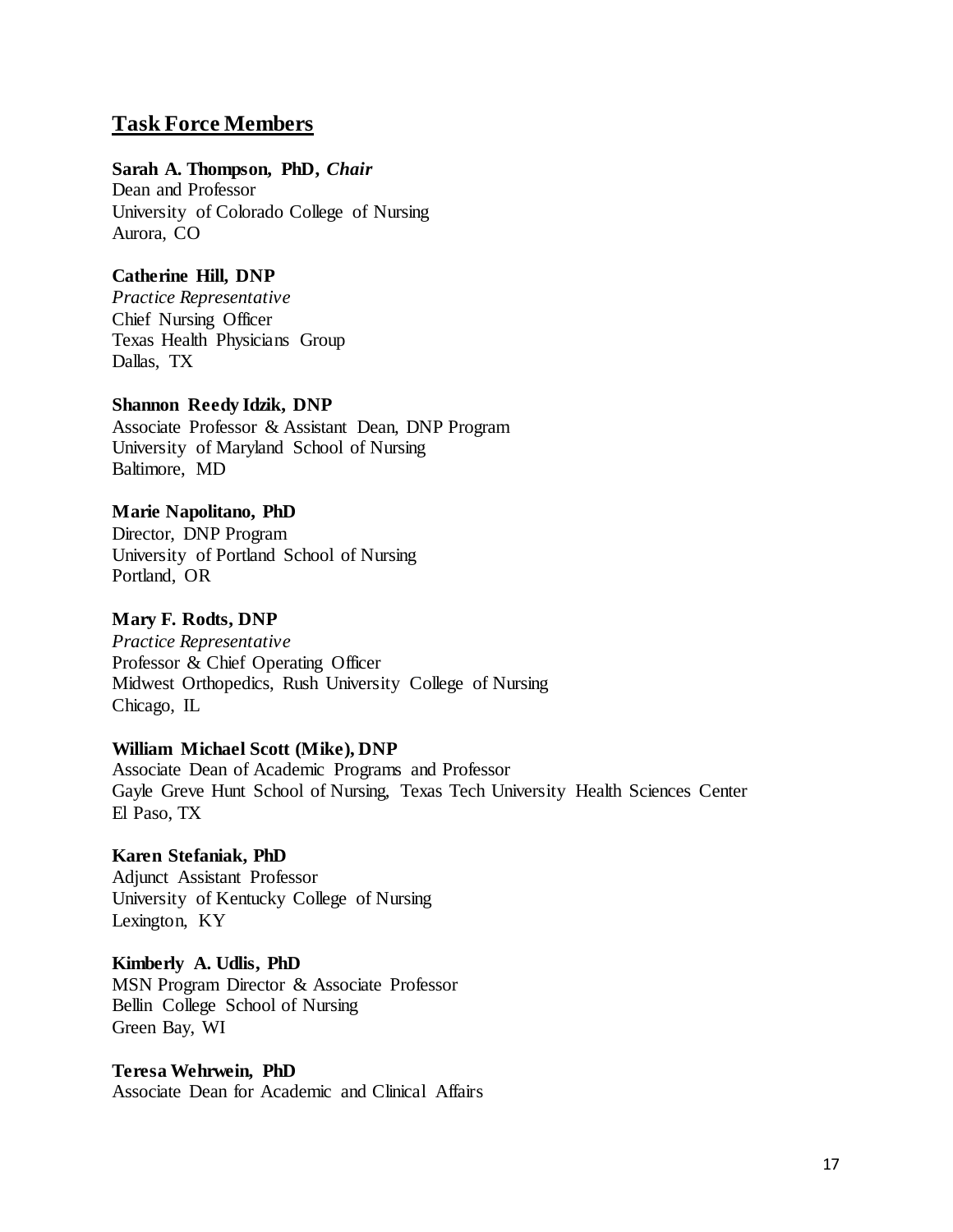## Task Force Members

**Sarah A. Thompson, PhD,** ***Chair***
Dean and Professor
University of Colorado College of Nursing
Aurora, CO

**Catherine Hill, DNP**
*Practice Representative*
Chief Nursing Officer
Texas Health Physicians Group
Dallas, TX

**Shannon Reedy Idzik, DNP**
Associate Professor & Assistant Dean, DNP Program
University of Maryland School of Nursing
Baltimore, MD

**Marie Napolitano, PhD**
Director, DNP Program
University of Portland School of Nursing
Portland, OR

**Mary F. Rodts, DNP**
*Practice Representative*
Professor & Chief Operating Officer
Midwest Orthopedics, Rush University College of Nursing
Chicago, IL

**William Michael Scott (Mike), DNP**
Associate Dean of Academic Programs and Professor
Gayle Greve Hunt School of Nursing, Texas Tech University Health Sciences Center
El Paso, TX

**Karen Stefaniak, PhD**
Adjunct Assistant Professor
University of Kentucky College of Nursing
Lexington, KY

**Kimberly A. Udlis, PhD**
MSN Program Director & Associate Professor
Bellin College School of Nursing
Green Bay, WI

**Teresa Wehrwein, PhD**
Associate Dean for Academic and Clinical Affairs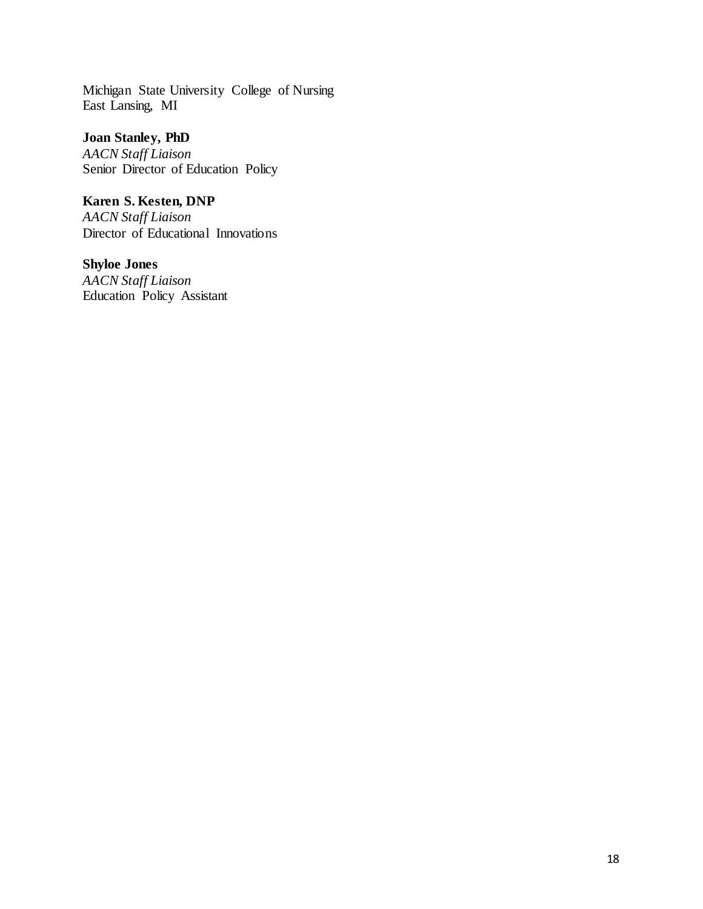Michigan State University College of Nursing
East Lansing, MI

**Joan Stanley, PhD**
*AACN Staff Liaison*
Senior Director of Education Policy

**Karen S. Kesten, DNP**
*AACN Staff Liaison*
Director of Educational Innovations

**Shyloe Jones**
*AACN Staff Liaison*
Education Policy Assistant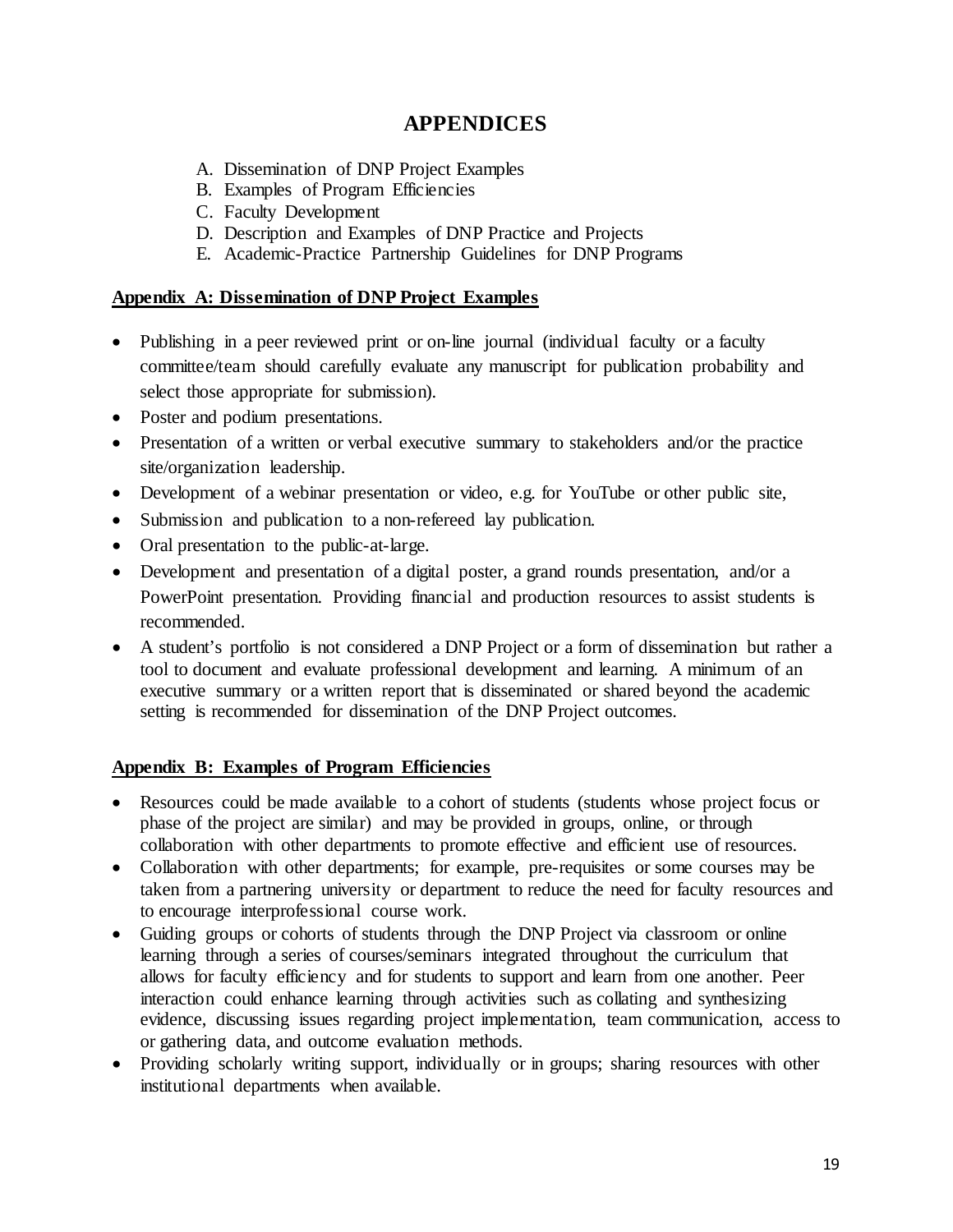# APPENDICES

A. Dissemination of DNP Project Examples
B. Examples of Program Efficiencies
C. Faculty Development
D. Description and Examples of DNP Practice and Projects
E. Academic-Practice Partnership Guidelines for DNP Programs

## Appendix A: Dissemination of DNP Project Examples

- Publishing in a peer reviewed print or on-line journal (individual faculty or a faculty committee/team should carefully evaluate any manuscript for publication probability and select those appropriate for submission).
- Poster and podium presentations.
- Presentation of a written or verbal executive summary to stakeholders and/or the practice site/organization leadership.
- Development of a webinar presentation or video, e.g. for YouTube or other public site,
- Submission and publication to a non-refereed lay publication.
- Oral presentation to the public-at-large.
- Development and presentation of a digital poster, a grand rounds presentation, and/or a PowerPoint presentation. Providing financial and production resources to assist students is recommended.
- A student's portfolio is not considered a DNP Project or a form of dissemination but rather a tool to document and evaluate professional development and learning. A minimum of an executive summary or a written report that is disseminated or shared beyond the academic setting is recommended for dissemination of the DNP Project outcomes.

## Appendix B: Examples of Program Efficiencies

- Resources could be made available to a cohort of students (students whose project focus or phase of the project are similar) and may be provided in groups, online, or through collaboration with other departments to promote effective and efficient use of resources.
- Collaboration with other departments; for example, pre-requisites or some courses may be taken from a partnering university or department to reduce the need for faculty resources and to encourage interprofessional course work.
- Guiding groups or cohorts of students through the DNP Project via classroom or online learning through a series of courses/seminars integrated throughout the curriculum that allows for faculty efficiency and for students to support and learn from one another. Peer interaction could enhance learning through activities such as collating and synthesizing evidence, discussing issues regarding project implementation, team communication, access to or gathering data, and outcome evaluation methods.
- Providing scholarly writing support, individually or in groups; sharing resources with other institutional departments when available.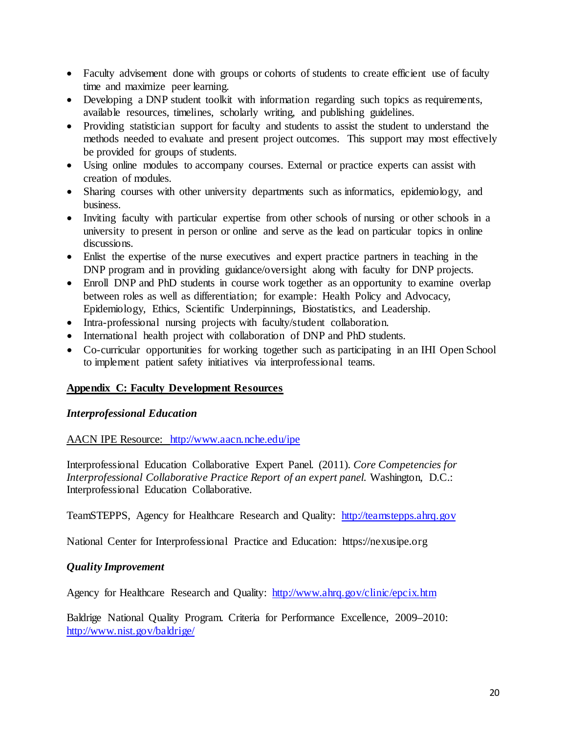- Faculty advisement done with groups or cohorts of students to create efficient use of faculty time and maximize peer learning.
- Developing a DNP student toolkit with information regarding such topics as requirements, available resources, timelines, scholarly writing, and publishing guidelines.
- Providing statistician support for faculty and students to assist the student to understand the methods needed to evaluate and present project outcomes. This support may most effectively be provided for groups of students.
- Using online modules to accompany courses. External or practice experts can assist with creation of modules.
- Sharing courses with other university departments such as informatics, epidemiology, and business.
- Inviting faculty with particular expertise from other schools of nursing or other schools in a university to present in person or online and serve as the lead on particular topics in online discussions.
- Enlist the expertise of the nurse executives and expert practice partners in teaching in the DNP program and in providing guidance/oversight along with faculty for DNP projects.
- Enroll DNP and PhD students in course work together as an opportunity to examine overlap between roles as well as differentiation; for example: Health Policy and Advocacy, Epidemiology, Ethics, Scientific Underpinnings, Biostatistics, and Leadership.
- Intra-professional nursing projects with faculty/student collaboration.
- International health project with collaboration of DNP and PhD students.
- Co-curricular opportunities for working together such as participating in an IHI Open School to implement patient safety initiatives via interprofessional teams.

## Appendix C: Faculty Development Resources

### *Interprofessional Education*

AACN IPE Resource: http://www.aacn.nche.edu/ipe

Interprofessional Education Collaborative Expert Panel. (2011). *Core Competencies for Interprofessional Collaborative Practice Report of an expert panel.* Washington, D.C.: Interprofessional Education Collaborative.

TeamSTEPPS, Agency for Healthcare Research and Quality: http://teamstepps.ahrq.gov

National Center for Interprofessional Practice and Education: https://nexusipe.org

### *Quality Improvement*

Agency for Healthcare Research and Quality: http://www.ahrq.gov/clinic/epcix.htm

Baldrige National Quality Program. Criteria for Performance Excellence, 2009–2010: http://www.nist.gov/baldrige/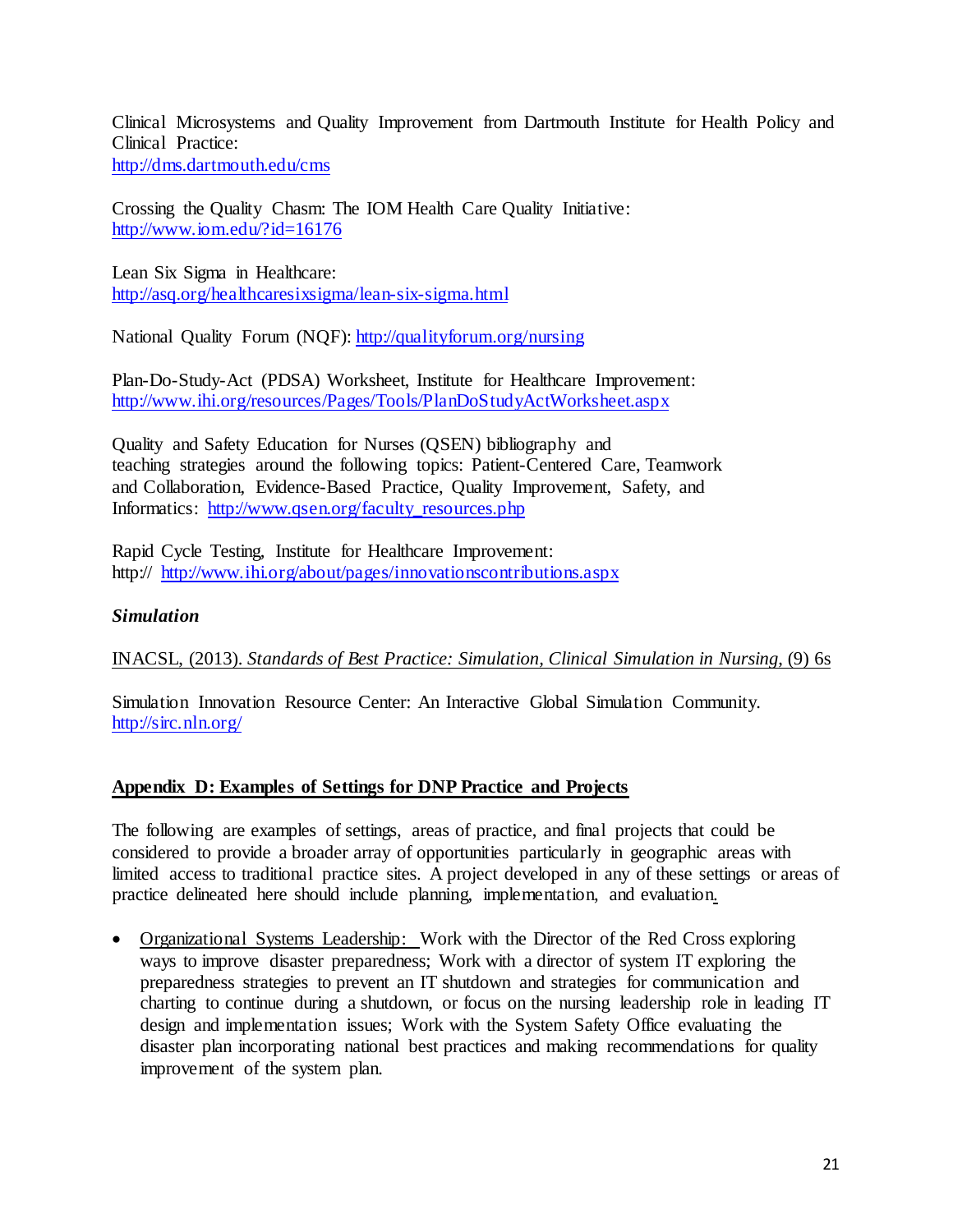Clinical Microsystems and Quality Improvement from Dartmouth Institute for Health Policy and Clinical Practice:
http://dms.dartmouth.edu/cms

Crossing the Quality Chasm: The IOM Health Care Quality Initiative:
http://www.iom.edu/?id=16176

Lean Six Sigma in Healthcare:
http://asq.org/healthcaresixsigma/lean-six-sigma.html

National Quality Forum (NQF): http://qualityforum.org/nursing

Plan-Do-Study-Act (PDSA) Worksheet, Institute for Healthcare Improvement:
http://www.ihi.org/resources/Pages/Tools/PlanDoStudyActWorksheet.aspx

Quality and Safety Education for Nurses (QSEN) bibliography and teaching strategies around the following topics: Patient-Centered Care, Teamwork and Collaboration, Evidence-Based Practice, Quality Improvement, Safety, and Informatics: http://www.qsen.org/faculty_resources.php

Rapid Cycle Testing, Institute for Healthcare Improvement:
http:// http://www.ihi.org/about/pages/innovationscontributions.aspx

***Simulation***

INACSL, (2013). *Standards of Best Practice: Simulation, Clinical Simulation in Nursing*, (9) 6s

Simulation Innovation Resource Center: An Interactive Global Simulation Community.
http://sirc.nln.org/

## Appendix D: Examples of Settings for DNP Practice and Projects

The following are examples of settings, areas of practice, and final projects that could be considered to provide a broader array of opportunities particularly in geographic areas with limited access to traditional practice sites. A project developed in any of these settings or areas of practice delineated here should include planning, implementation, and evaluation.

- Organizational Systems Leadership: Work with the Director of the Red Cross exploring ways to improve disaster preparedness; Work with a director of system IT exploring the preparedness strategies to prevent an IT shutdown and strategies for communication and charting to continue during a shutdown, or focus on the nursing leadership role in leading IT design and implementation issues; Work with the System Safety Office evaluating the disaster plan incorporating national best practices and making recommendations for quality improvement of the system plan.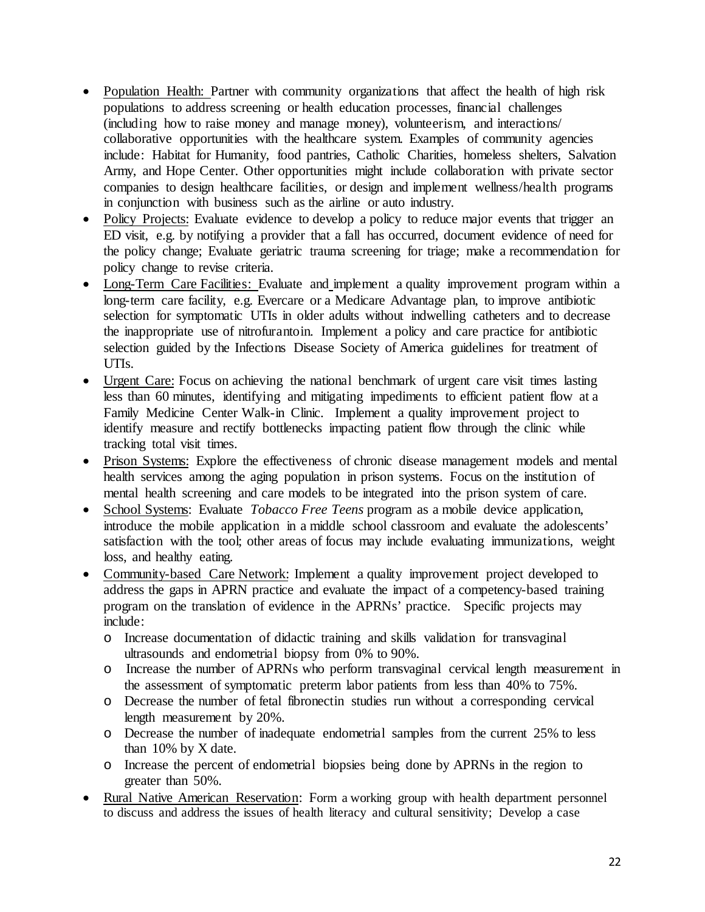- Population Health: Partner with community organizations that affect the health of high risk populations to address screening or health education processes, financial challenges (including how to raise money and manage money), volunteerism, and interactions/ collaborative opportunities with the healthcare system. Examples of community agencies include: Habitat for Humanity, food pantries, Catholic Charities, homeless shelters, Salvation Army, and Hope Center. Other opportunities might include collaboration with private sector companies to design healthcare facilities, or design and implement wellness/health programs in conjunction with business such as the airline or auto industry.
- Policy Projects: Evaluate evidence to develop a policy to reduce major events that trigger an ED visit, e.g. by notifying a provider that a fall has occurred, document evidence of need for the policy change; Evaluate geriatric trauma screening for triage; make a recommendation for policy change to revise criteria.
- Long-Term Care Facilities: Evaluate and implement a quality improvement program within a long-term care facility, e.g. Evercare or a Medicare Advantage plan, to improve antibiotic selection for symptomatic UTIs in older adults without indwelling catheters and to decrease the inappropriate use of nitrofurantoin. Implement a policy and care practice for antibiotic selection guided by the Infections Disease Society of America guidelines for treatment of UTIs.
- Urgent Care: Focus on achieving the national benchmark of urgent care visit times lasting less than 60 minutes, identifying and mitigating impediments to efficient patient flow at a Family Medicine Center Walk-in Clinic. Implement a quality improvement project to identify measure and rectify bottlenecks impacting patient flow through the clinic while tracking total visit times.
- Prison Systems: Explore the effectiveness of chronic disease management models and mental health services among the aging population in prison systems. Focus on the institution of mental health screening and care models to be integrated into the prison system of care.
- School Systems: Evaluate *Tobacco Free Teens* program as a mobile device application, introduce the mobile application in a middle school classroom and evaluate the adolescents' satisfaction with the tool; other areas of focus may include evaluating immunizations, weight loss, and healthy eating.
- Community-based Care Network: Implement a quality improvement project developed to address the gaps in APRN practice and evaluate the impact of a competency-based training program on the translation of evidence in the APRNs' practice. Specific projects may include:
  - Increase documentation of didactic training and skills validation for transvaginal ultrasounds and endometrial biopsy from 0% to 90%.
  - Increase the number of APRNs who perform transvaginal cervical length measurement in the assessment of symptomatic preterm labor patients from less than 40% to 75%.
  - Decrease the number of fetal fibronectin studies run without a corresponding cervical length measurement by 20%.
  - Decrease the number of inadequate endometrial samples from the current 25% to less than 10% by X date.
  - Increase the percent of endometrial biopsies being done by APRNs in the region to greater than 50%.
- Rural Native American Reservation: Form a working group with health department personnel to discuss and address the issues of health literacy and cultural sensitivity; Develop a case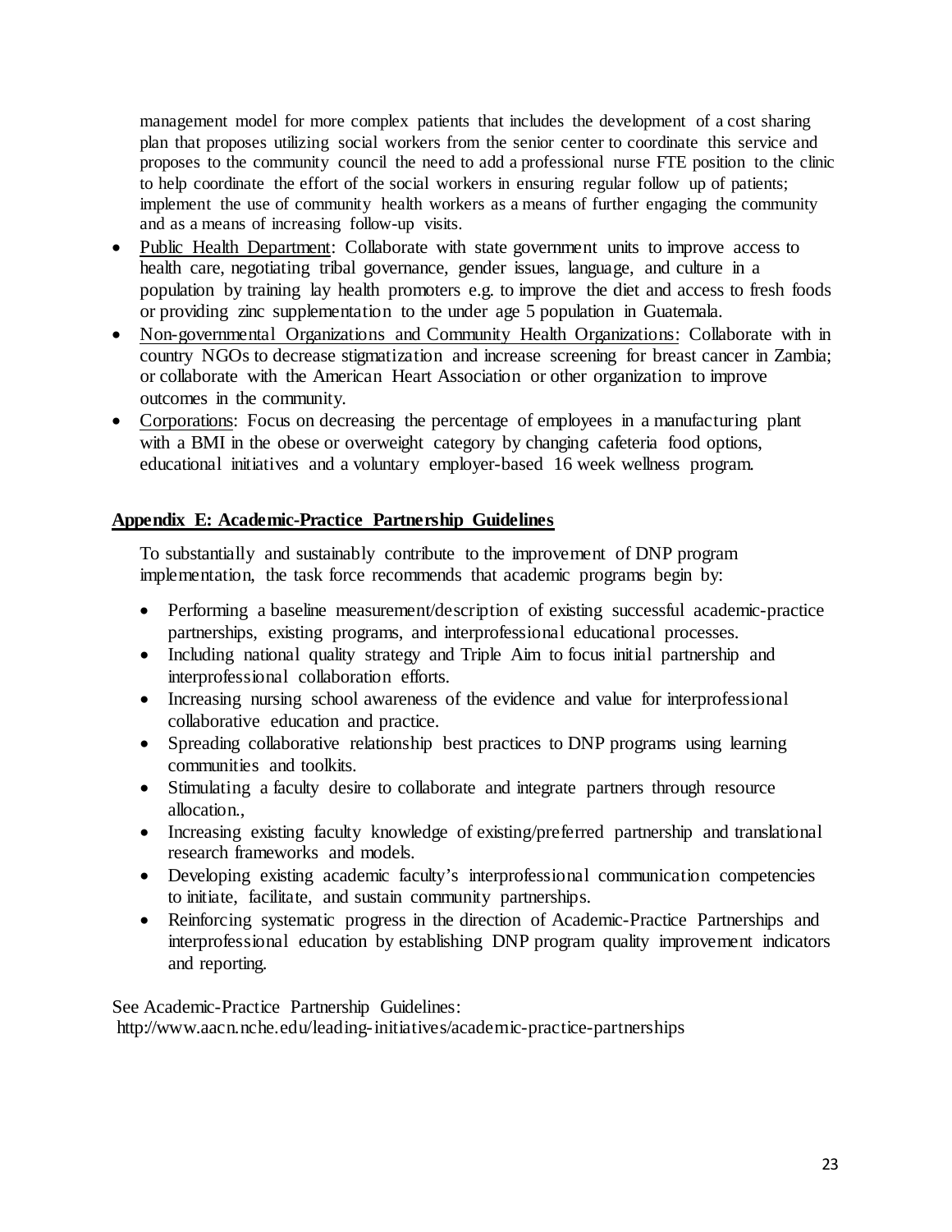management model for more complex patients that includes the development of a cost sharing plan that proposes utilizing social workers from the senior center to coordinate this service and proposes to the community council the need to add a professional nurse FTE position to the clinic to help coordinate the effort of the social workers in ensuring regular follow up of patients; implement the use of community health workers as a means of further engaging the community and as a means of increasing follow-up visits.

- Public Health Department: Collaborate with state government units to improve access to health care, negotiating tribal governance, gender issues, language, and culture in a population by training lay health promoters e.g. to improve the diet and access to fresh foods or providing zinc supplementation to the under age 5 population in Guatemala.
- Non-governmental Organizations and Community Health Organizations: Collaborate with in country NGOs to decrease stigmatization and increase screening for breast cancer in Zambia; or collaborate with the American Heart Association or other organization to improve outcomes in the community.
- Corporations: Focus on decreasing the percentage of employees in a manufacturing plant with a BMI in the obese or overweight category by changing cafeteria food options, educational initiatives and a voluntary employer-based 16 week wellness program.

## Appendix E: Academic-Practice Partnership Guidelines

To substantially and sustainably contribute to the improvement of DNP program implementation, the task force recommends that academic programs begin by:

- Performing a baseline measurement/description of existing successful academic-practice partnerships, existing programs, and interprofessional educational processes.
- Including national quality strategy and Triple Aim to focus initial partnership and interprofessional collaboration efforts.
- Increasing nursing school awareness of the evidence and value for interprofessional collaborative education and practice.
- Spreading collaborative relationship best practices to DNP programs using learning communities and toolkits.
- Stimulating a faculty desire to collaborate and integrate partners through resource allocation.,
- Increasing existing faculty knowledge of existing/preferred partnership and translational research frameworks and models.
- Developing existing academic faculty's interprofessional communication competencies to initiate, facilitate, and sustain community partnerships.
- Reinforcing systematic progress in the direction of Academic-Practice Partnerships and interprofessional education by establishing DNP program quality improvement indicators and reporting.

See Academic-Practice Partnership Guidelines:
http://www.aacn.nche.edu/leading-initiatives/academic-practice-partnerships